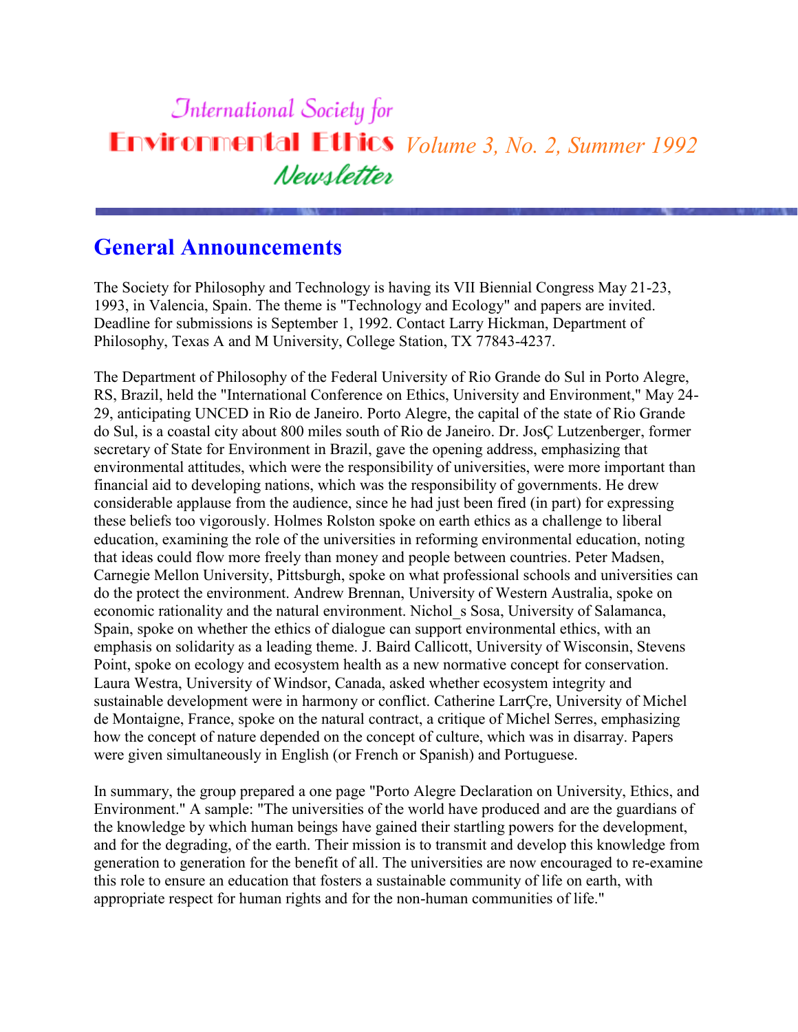# International Society for Environmental Ethics Newsletter

*Volume 3, No. 2, Summer 1992*

## General Announcements

The Society for Philosophy and Technology is having its VII Biennial Congress May 21-23, 1993, in Valencia, Spain. The theme is "Technology and Ecology" and papers are invited. Deadline for submissions is September 1, 1992. Contact Larry Hickman, Department of Philosophy, Texas A and M University, College Station, TX 77843-4237.

The Department of Philosophy of the Federal University of Rio Grande do Sul in Porto Alegre, RS, Brazil, held the "International Conference on Ethics, University and Environment," May 24-29, anticipating UNCED in Rio de Janeiro. Porto Alegre, the capital of the state of Rio Grande do Sul, is a coastal city about 800 miles south of Rio de Janeiro. Dr. JosÇ Lutzenberger, former secretary of State for Environment in Brazil, gave the opening address, emphasizing that environmental attitudes, which were the responsibility of universities, were more important than financial aid to developing nations, which was the responsibility of governments. He drew considerable applause from the audience, since he had just been fired (in part) for expressing these beliefs too vigorously. Holmes Rolston spoke on earth ethics as a challenge to liberal education, examining the role of the universities in reforming environmental education, noting that ideas could flow more freely than money and people between countries. Peter Madsen, Carnegie Mellon University, Pittsburgh, spoke on what professional schools and universities can do the protect the environment. Andrew Brennan, University of Western Australia, spoke on economic rationality and the natural environment. Nichol_s Sosa, University of Salamanca, Spain, spoke on whether the ethics of dialogue can support environmental ethics, with an emphasis on solidarity as a leading theme. J. Baird Callicott, University of Wisconsin, Stevens Point, spoke on ecology and ecosystem health as a new normative concept for conservation. Laura Westra, University of Windsor, Canada, asked whether ecosystem integrity and sustainable development were in harmony or conflict. Catherine LarrÇre, University of Michel de Montaigne, France, spoke on the natural contract, a critique of Michel Serres, emphasizing how the concept of nature depended on the concept of culture, which was in disarray. Papers were given simultaneously in English (or French or Spanish) and Portuguese.

In summary, the group prepared a one page "Porto Alegre Declaration on University, Ethics, and Environment." A sample: "The universities of the world have produced and are the guardians of the knowledge by which human beings have gained their startling powers for the development, and for the degrading, of the earth. Their mission is to transmit and develop this knowledge from generation to generation for the benefit of all. The universities are now encouraged to re-examine this role to ensure an education that fosters a sustainable community of life on earth, with appropriate respect for human rights and for the non-human communities of life."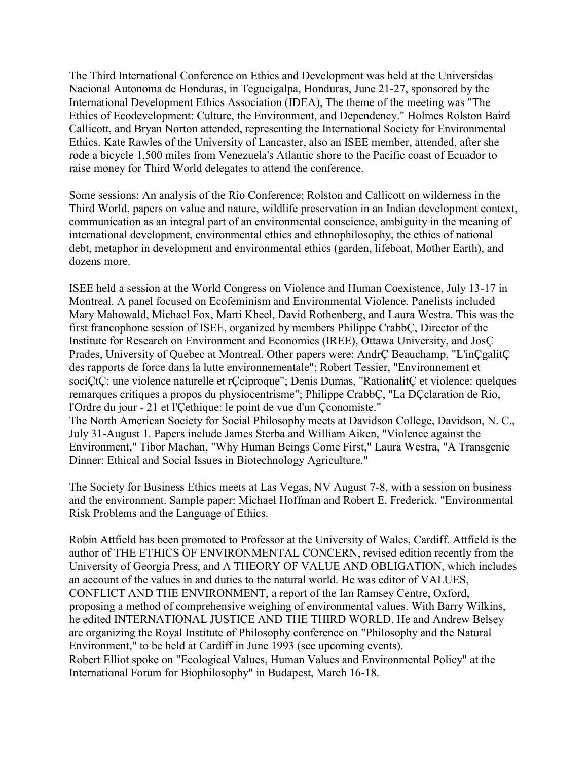The Third International Conference on Ethics and Development was held at the Universidas Nacional Autonoma de Honduras, in Tegucigalpa, Honduras, June 21-27, sponsored by the International Development Ethics Association (IDEA), The theme of the meeting was "The Ethics of Ecodevelopment: Culture, the Environment, and Dependency." Holmes Rolston Baird Callicott, and Bryan Norton attended, representing the International Society for Environmental Ethics. Kate Rawles of the University of Lancaster, also an ISEE member, attended, after she rode a bicycle 1,500 miles from Venezuela's Atlantic shore to the Pacific coast of Ecuador to raise money for Third World delegates to attend the conference.

Some sessions: An analysis of the Rio Conference; Rolston and Callicott on wilderness in the Third World, papers on value and nature, wildlife preservation in an Indian development context, communication as an integral part of an environmental conscience, ambiguity in the meaning of international development, environmental ethics and ethnophilosophy, the ethics of national debt, metaphor in development and environmental ethics (garden, lifeboat, Mother Earth), and dozens more.

ISEE held a session at the World Congress on Violence and Human Coexistence, July 13-17 in Montreal. A panel focused on Ecofeminism and Environmental Violence. Panelists included Mary Mahowald, Michael Fox, Marti Kheel, David Rothenberg, and Laura Westra. This was the first francophone session of ISEE, organized by members Philippe CrabbÇ, Director of the Institute for Research on Environment and Economics (IREE), Ottawa University, and JosÇ Prades, University of Quebec at Montreal. Other papers were: AndrÇ Beauchamp, "L'inÇgalitÇ des rapports de force dans la lutte environnementale"; Robert Tessier, "Environnement et sociÇtÇ: une violence naturelle et rÇciproque"; Denis Dumas, "RationalitÇ et violence: quelques remarques critiques a propos du physiocentrisme"; Philippe CrabbÇ, "La DÇclaration de Rio, l'Ordre du jour - 21 et l'Çethique: le point de vue d'un Çconomiste."

The North American Society for Social Philosophy meets at Davidson College, Davidson, N. C., July 31-August 1. Papers include James Sterba and William Aiken, "Violence against the Environment," Tibor Machan, "Why Human Beings Come First," Laura Westra, "A Transgenic Dinner: Ethical and Social Issues in Biotechnology Agriculture."

The Society for Business Ethics meets at Las Vegas, NV August 7-8, with a session on business and the environment. Sample paper: Michael Hoffman and Robert E. Frederick, "Environmental Risk Problems and the Language of Ethics.

Robin Attfield has been promoted to Professor at the University of Wales, Cardiff. Attfield is the author of THE ETHICS OF ENVIRONMENTAL CONCERN, revised edition recently from the University of Georgia Press, and A THEORY OF VALUE AND OBLIGATION, which includes an account of the values in and duties to the natural world. He was editor of VALUES, CONFLICT AND THE ENVIRONMENT, a report of the Ian Ramsey Centre, Oxford, proposing a method of comprehensive weighing of environmental values. With Barry Wilkins, he edited INTERNATIONAL JUSTICE AND THE THIRD WORLD. He and Andrew Belsey are organizing the Royal Institute of Philosophy conference on "Philosophy and the Natural Environment," to be held at Cardiff in June 1993 (see upcoming events).

Robert Elliot spoke on "Ecological Values, Human Values and Environmental Policy" at the International Forum for Biophilosophy" in Budapest, March 16-18.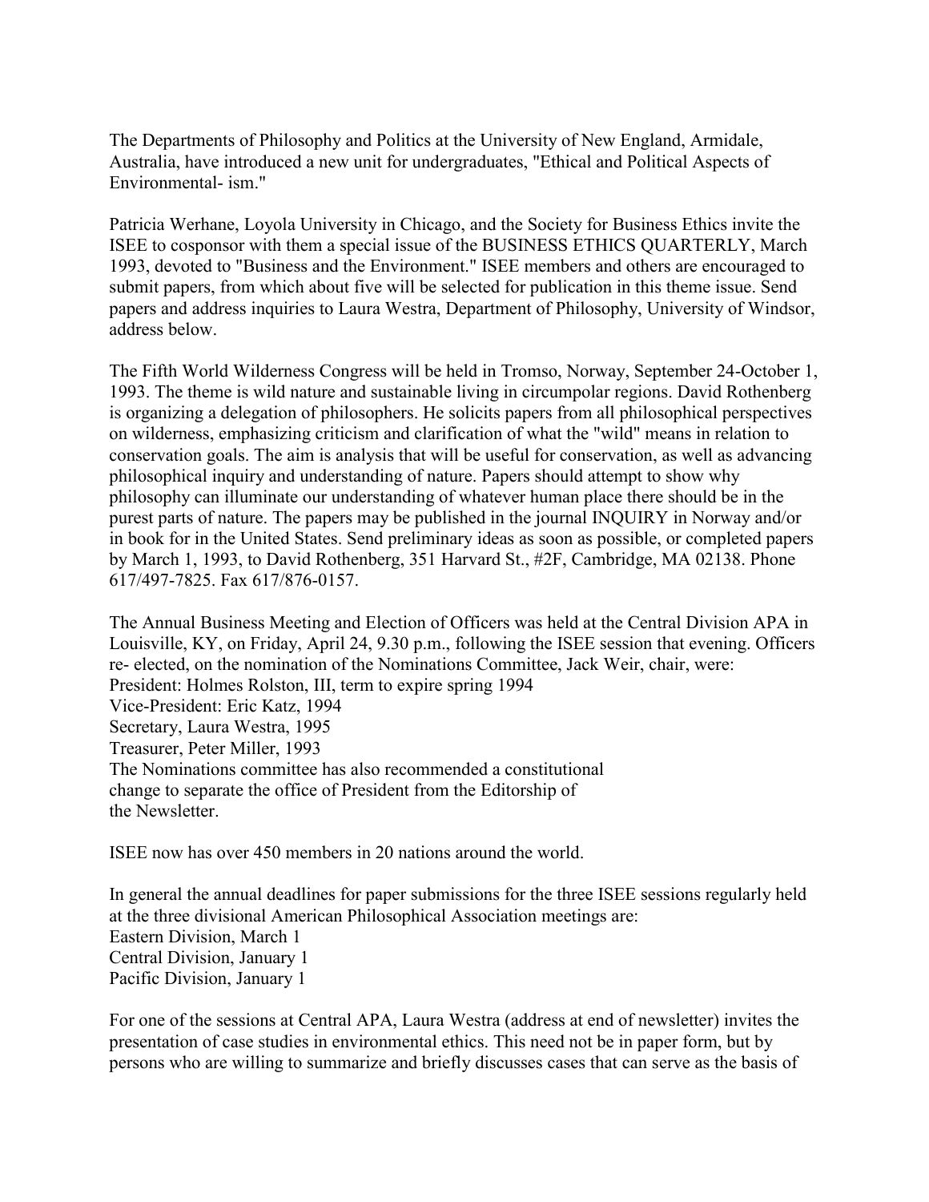The Departments of Philosophy and Politics at the University of New England, Armidale, Australia, have introduced a new unit for undergraduates, "Ethical and Political Aspects of Environmental- ism."

Patricia Werhane, Loyola University in Chicago, and the Society for Business Ethics invite the ISEE to cosponsor with them a special issue of the BUSINESS ETHICS QUARTERLY, March 1993, devoted to "Business and the Environment." ISEE members and others are encouraged to submit papers, from which about five will be selected for publication in this theme issue. Send papers and address inquiries to Laura Westra, Department of Philosophy, University of Windsor, address below.

The Fifth World Wilderness Congress will be held in Tromso, Norway, September 24-October 1, 1993. The theme is wild nature and sustainable living in circumpolar regions. David Rothenberg is organizing a delegation of philosophers. He solicits papers from all philosophical perspectives on wilderness, emphasizing criticism and clarification of what the "wild" means in relation to conservation goals. The aim is analysis that will be useful for conservation, as well as advancing philosophical inquiry and understanding of nature. Papers should attempt to show why philosophy can illuminate our understanding of whatever human place there should be in the purest parts of nature. The papers may be published in the journal INQUIRY in Norway and/or in book for in the United States. Send preliminary ideas as soon as possible, or completed papers by March 1, 1993, to David Rothenberg, 351 Harvard St., #2F, Cambridge, MA 02138. Phone 617/497-7825. Fax 617/876-0157.

The Annual Business Meeting and Election of Officers was held at the Central Division APA in Louisville, KY, on Friday, April 24, 9.30 p.m., following the ISEE session that evening. Officers re- elected, on the nomination of the Nominations Committee, Jack Weir, chair, were:
President: Holmes Rolston, III, term to expire spring 1994
Vice-President: Eric Katz, 1994
Secretary, Laura Westra, 1995
Treasurer, Peter Miller, 1993
The Nominations committee has also recommended a constitutional change to separate the office of President from the Editorship of the Newsletter.

ISEE now has over 450 members in 20 nations around the world.

In general the annual deadlines for paper submissions for the three ISEE sessions regularly held at the three divisional American Philosophical Association meetings are:
Eastern Division, March 1
Central Division, January 1
Pacific Division, January 1

For one of the sessions at Central APA, Laura Westra (address at end of newsletter) invites the presentation of case studies in environmental ethics. This need not be in paper form, but by persons who are willing to summarize and briefly discusses cases that can serve as the basis of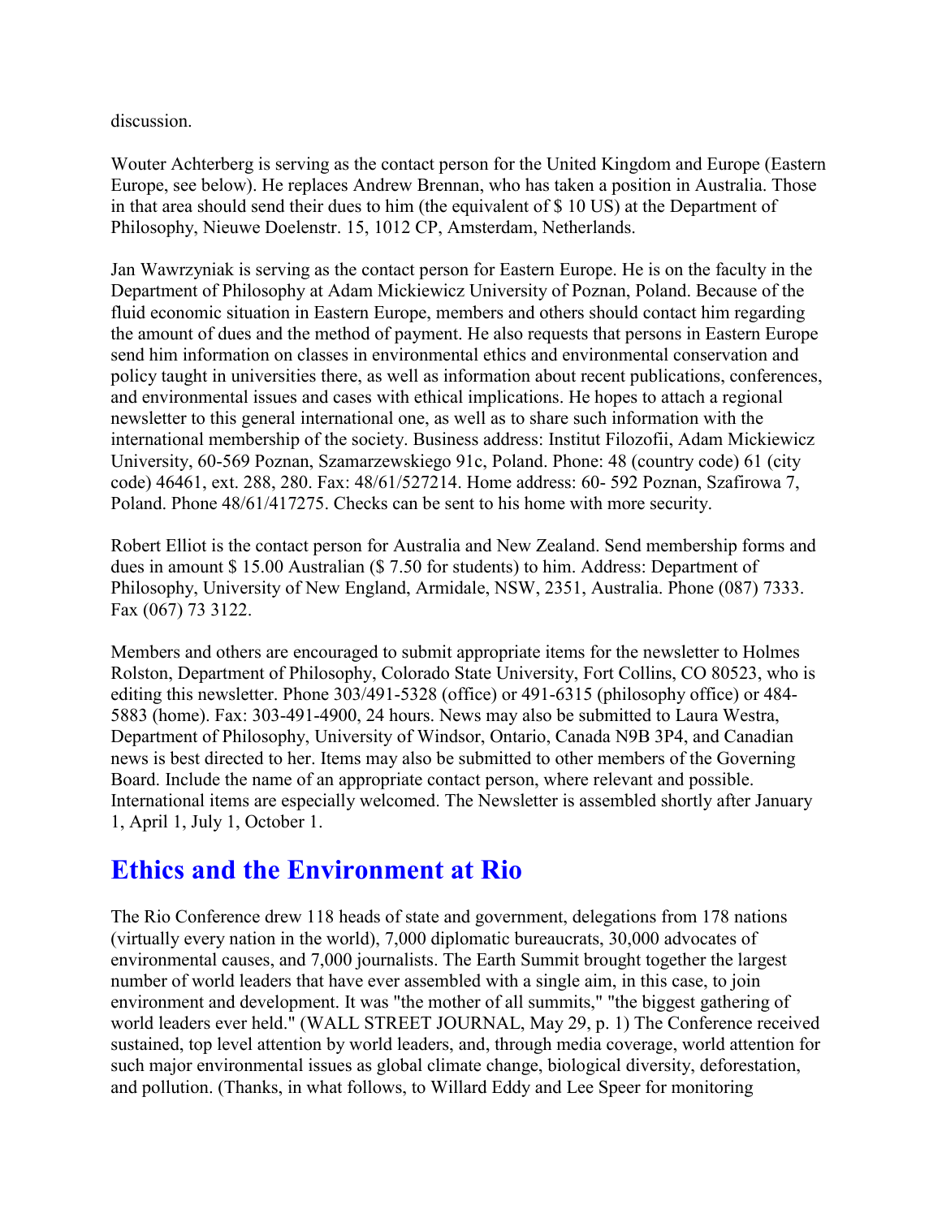discussion.

Wouter Achterberg is serving as the contact person for the United Kingdom and Europe (Eastern Europe, see below). He replaces Andrew Brennan, who has taken a position in Australia. Those in that area should send their dues to him (the equivalent of $ 10 US) at the Department of Philosophy, Nieuwe Doelenstr. 15, 1012 CP, Amsterdam, Netherlands.

Jan Wawrzyniak is serving as the contact person for Eastern Europe. He is on the faculty in the Department of Philosophy at Adam Mickiewicz University of Poznan, Poland. Because of the fluid economic situation in Eastern Europe, members and others should contact him regarding the amount of dues and the method of payment. He also requests that persons in Eastern Europe send him information on classes in environmental ethics and environmental conservation and policy taught in universities there, as well as information about recent publications, conferences, and environmental issues and cases with ethical implications. He hopes to attach a regional newsletter to this general international one, as well as to share such information with the international membership of the society. Business address: Institut Filozofii, Adam Mickiewicz University, 60-569 Poznan, Szamarzewskiego 91c, Poland. Phone: 48 (country code) 61 (city code) 46461, ext. 288, 280. Fax: 48/61/527214. Home address: 60- 592 Poznan, Szafirowa 7, Poland. Phone 48/61/417275. Checks can be sent to his home with more security.

Robert Elliot is the contact person for Australia and New Zealand. Send membership forms and dues in amount $ 15.00 Australian ($ 7.50 for students) to him. Address: Department of Philosophy, University of New England, Armidale, NSW, 2351, Australia. Phone (087) 7333. Fax (067) 73 3122.

Members and others are encouraged to submit appropriate items for the newsletter to Holmes Rolston, Department of Philosophy, Colorado State University, Fort Collins, CO 80523, who is editing this newsletter. Phone 303/491-5328 (office) or 491-6315 (philosophy office) or 484-5883 (home). Fax: 303-491-4900, 24 hours. News may also be submitted to Laura Westra, Department of Philosophy, University of Windsor, Ontario, Canada N9B 3P4, and Canadian news is best directed to her. Items may also be submitted to other members of the Governing Board. Include the name of an appropriate contact person, where relevant and possible. International items are especially welcomed. The Newsletter is assembled shortly after January 1, April 1, July 1, October 1.

## Ethics and the Environment at Rio

The Rio Conference drew 118 heads of state and government, delegations from 178 nations (virtually every nation in the world), 7,000 diplomatic bureaucrats, 30,000 advocates of environmental causes, and 7,000 journalists. The Earth Summit brought together the largest number of world leaders that have ever assembled with a single aim, in this case, to join environment and development. It was "the mother of all summits," "the biggest gathering of world leaders ever held." (WALL STREET JOURNAL, May 29, p. 1) The Conference received sustained, top level attention by world leaders, and, through media coverage, world attention for such major environmental issues as global climate change, biological diversity, deforestation, and pollution. (Thanks, in what follows, to Willard Eddy and Lee Speer for monitoring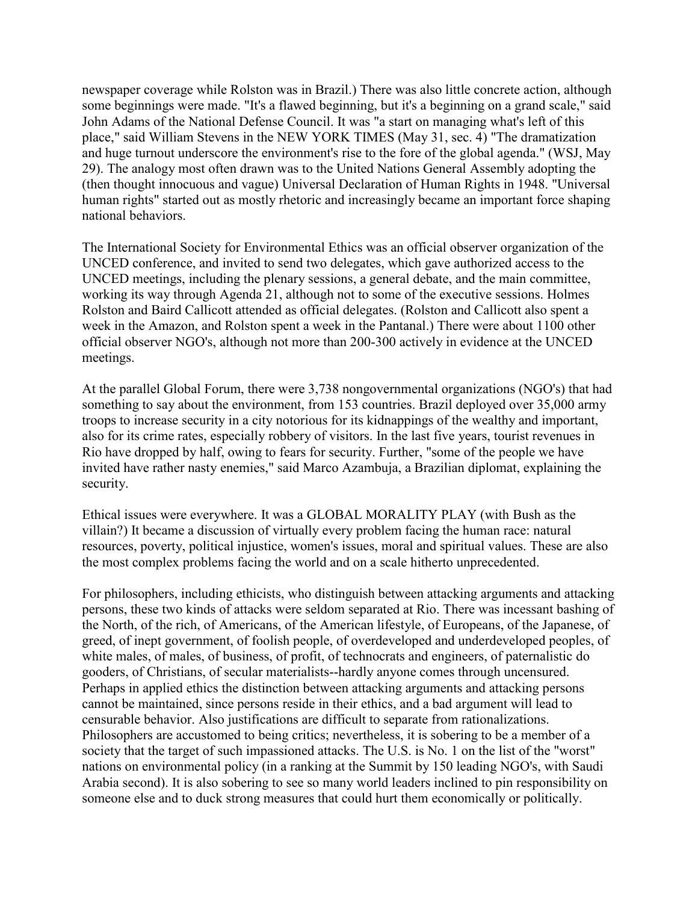newspaper coverage while Rolston was in Brazil.) There was also little concrete action, although some beginnings were made. "It's a flawed beginning, but it's a beginning on a grand scale," said John Adams of the National Defense Council. It was "a start on managing what's left of this place," said William Stevens in the NEW YORK TIMES (May 31, sec. 4) "The dramatization and huge turnout underscore the environment's rise to the fore of the global agenda." (WSJ, May 29). The analogy most often drawn was to the United Nations General Assembly adopting the (then thought innocuous and vague) Universal Declaration of Human Rights in 1948. "Universal human rights" started out as mostly rhetoric and increasingly became an important force shaping national behaviors.

The International Society for Environmental Ethics was an official observer organization of the UNCED conference, and invited to send two delegates, which gave authorized access to the UNCED meetings, including the plenary sessions, a general debate, and the main committee, working its way through Agenda 21, although not to some of the executive sessions. Holmes Rolston and Baird Callicott attended as official delegates. (Rolston and Callicott also spent a week in the Amazon, and Rolston spent a week in the Pantanal.) There were about 1100 other official observer NGO's, although not more than 200-300 actively in evidence at the UNCED meetings.

At the parallel Global Forum, there were 3,738 nongovernmental organizations (NGO's) that had something to say about the environment, from 153 countries. Brazil deployed over 35,000 army troops to increase security in a city notorious for its kidnappings of the wealthy and important, also for its crime rates, especially robbery of visitors. In the last five years, tourist revenues in Rio have dropped by half, owing to fears for security. Further, "some of the people we have invited have rather nasty enemies," said Marco Azambuja, a Brazilian diplomat, explaining the security.

Ethical issues were everywhere. It was a GLOBAL MORALITY PLAY (with Bush as the villain?) It became a discussion of virtually every problem facing the human race: natural resources, poverty, political injustice, women's issues, moral and spiritual values. These are also the most complex problems facing the world and on a scale hitherto unprecedented.

For philosophers, including ethicists, who distinguish between attacking arguments and attacking persons, these two kinds of attacks were seldom separated at Rio. There was incessant bashing of the North, of the rich, of Americans, of the American lifestyle, of Europeans, of the Japanese, of greed, of inept government, of foolish people, of overdeveloped and underdeveloped peoples, of white males, of males, of business, of profit, of technocrats and engineers, of paternalistic do gooders, of Christians, of secular materialists--hardly anyone comes through uncensured. Perhaps in applied ethics the distinction between attacking arguments and attacking persons cannot be maintained, since persons reside in their ethics, and a bad argument will lead to censurable behavior. Also justifications are difficult to separate from rationalizations. Philosophers are accustomed to being critics; nevertheless, it is sobering to be a member of a society that the target of such impassioned attacks. The U.S. is No. 1 on the list of the "worst" nations on environmental policy (in a ranking at the Summit by 150 leading NGO's, with Saudi Arabia second). It is also sobering to see so many world leaders inclined to pin responsibility on someone else and to duck strong measures that could hurt them economically or politically.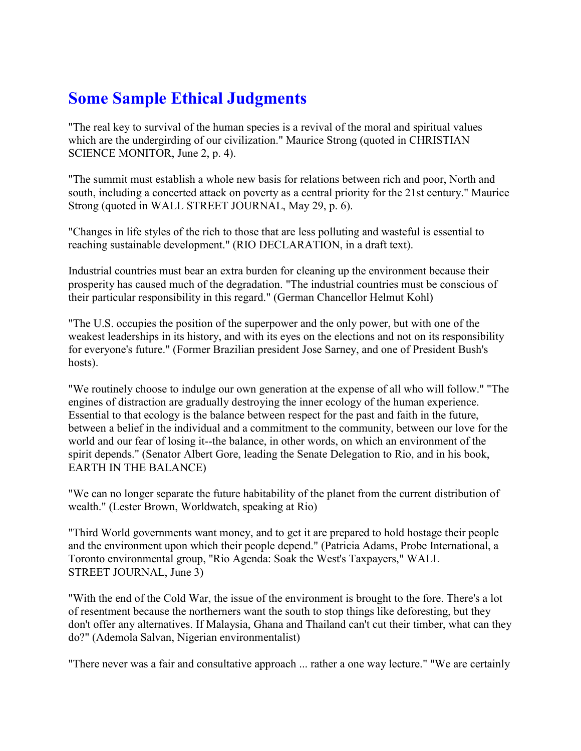# Some Sample Ethical Judgments

"The real key to survival of the human species is a revival of the moral and spiritual values which are the undergirding of our civilization." Maurice Strong (quoted in CHRISTIAN SCIENCE MONITOR, June 2, p. 4).

"The summit must establish a whole new basis for relations between rich and poor, North and south, including a concerted attack on poverty as a central priority for the 21st century." Maurice Strong (quoted in WALL STREET JOURNAL, May 29, p. 6).

"Changes in life styles of the rich to those that are less polluting and wasteful is essential to reaching sustainable development." (RIO DECLARATION, in a draft text).

Industrial countries must bear an extra burden for cleaning up the environment because their prosperity has caused much of the degradation. "The industrial countries must be conscious of their particular responsibility in this regard." (German Chancellor Helmut Kohl)

"The U.S. occupies the position of the superpower and the only power, but with one of the weakest leaderships in its history, and with its eyes on the elections and not on its responsibility for everyone's future." (Former Brazilian president Jose Sarney, and one of President Bush's hosts).

"We routinely choose to indulge our own generation at the expense of all who will follow." "The engines of distraction are gradually destroying the inner ecology of the human experience. Essential to that ecology is the balance between respect for the past and faith in the future, between a belief in the individual and a commitment to the community, between our love for the world and our fear of losing it--the balance, in other words, on which an environment of the spirit depends." (Senator Albert Gore, leading the Senate Delegation to Rio, and in his book, EARTH IN THE BALANCE)

"We can no longer separate the future habitability of the planet from the current distribution of wealth." (Lester Brown, Worldwatch, speaking at Rio)

"Third World governments want money, and to get it are prepared to hold hostage their people and the environment upon which their people depend." (Patricia Adams, Probe International, a Toronto environmental group, "Rio Agenda: Soak the West's Taxpayers," WALL STREET JOURNAL, June 3)

"With the end of the Cold War, the issue of the environment is brought to the fore. There's a lot of resentment because the northerners want the south to stop things like deforesting, but they don't offer any alternatives. If Malaysia, Ghana and Thailand can't cut their timber, what can they do?" (Ademola Salvan, Nigerian environmentalist)

"There never was a fair and consultative approach ... rather a one way lecture." "We are certainly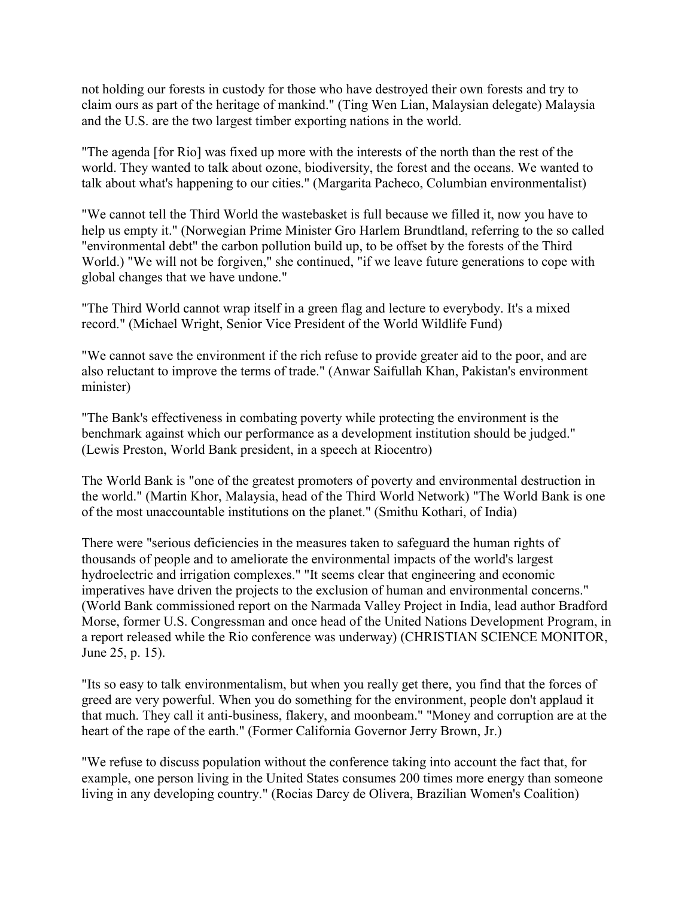not holding our forests in custody for those who have destroyed their own forests and try to claim ours as part of the heritage of mankind." (Ting Wen Lian, Malaysian delegate) Malaysia and the U.S. are the two largest timber exporting nations in the world.

"The agenda [for Rio] was fixed up more with the interests of the north than the rest of the world. They wanted to talk about ozone, biodiversity, the forest and the oceans. We wanted to talk about what's happening to our cities." (Margarita Pacheco, Columbian environmentalist)

"We cannot tell the Third World the wastebasket is full because we filled it, now you have to help us empty it." (Norwegian Prime Minister Gro Harlem Brundtland, referring to the so called "environmental debt" the carbon pollution build up, to be offset by the forests of the Third World.) "We will not be forgiven," she continued, "if we leave future generations to cope with global changes that we have undone."

"The Third World cannot wrap itself in a green flag and lecture to everybody. It's a mixed record." (Michael Wright, Senior Vice President of the World Wildlife Fund)

"We cannot save the environment if the rich refuse to provide greater aid to the poor, and are also reluctant to improve the terms of trade." (Anwar Saifullah Khan, Pakistan's environment minister)

"The Bank's effectiveness in combating poverty while protecting the environment is the benchmark against which our performance as a development institution should be judged." (Lewis Preston, World Bank president, in a speech at Riocentro)

The World Bank is "one of the greatest promoters of poverty and environmental destruction in the world." (Martin Khor, Malaysia, head of the Third World Network) "The World Bank is one of the most unaccountable institutions on the planet." (Smithu Kothari, of India)

There were "serious deficiencies in the measures taken to safeguard the human rights of thousands of people and to ameliorate the environmental impacts of the world's largest hydroelectric and irrigation complexes." "It seems clear that engineering and economic imperatives have driven the projects to the exclusion of human and environmental concerns." (World Bank commissioned report on the Narmada Valley Project in India, lead author Bradford Morse, former U.S. Congressman and once head of the United Nations Development Program, in a report released while the Rio conference was underway) (CHRISTIAN SCIENCE MONITOR, June 25, p. 15).

"Its so easy to talk environmentalism, but when you really get there, you find that the forces of greed are very powerful. When you do something for the environment, people don't applaud it that much. They call it anti-business, flakery, and moonbeam." "Money and corruption are at the heart of the rape of the earth." (Former California Governor Jerry Brown, Jr.)

"We refuse to discuss population without the conference taking into account the fact that, for example, one person living in the United States consumes 200 times more energy than someone living in any developing country." (Rocias Darcy de Olivera, Brazilian Women's Coalition)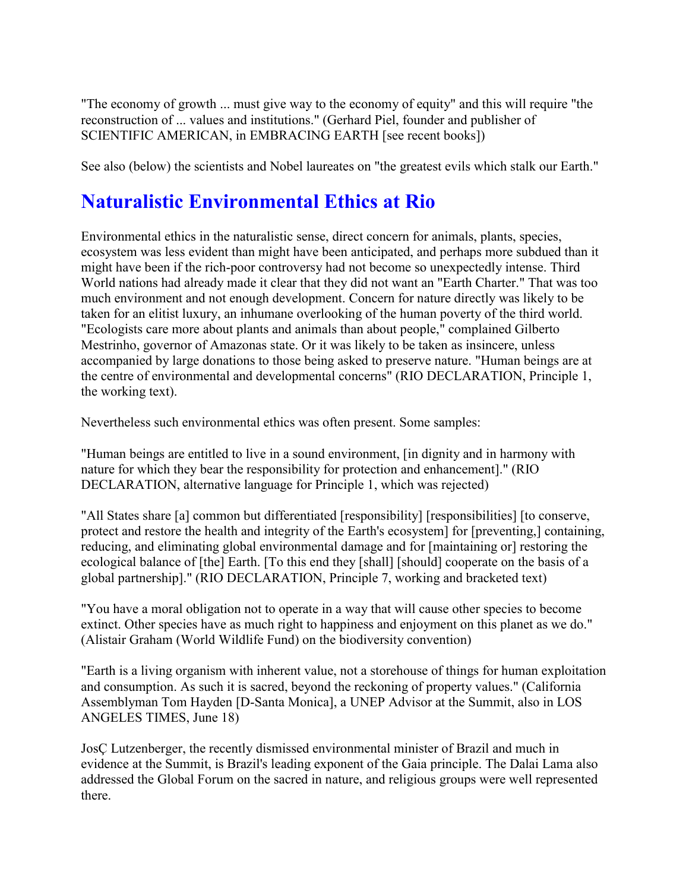"The economy of growth ... must give way to the economy of equity" and this will require "the reconstruction of ... values and institutions." (Gerhard Piel, founder and publisher of SCIENTIFIC AMERICAN, in EMBRACING EARTH [see recent books])

See also (below) the scientists and Nobel laureates on "the greatest evils which stalk our Earth."

## Naturalistic Environmental Ethics at Rio

Environmental ethics in the naturalistic sense, direct concern for animals, plants, species, ecosystem was less evident than might have been anticipated, and perhaps more subdued than it might have been if the rich-poor controversy had not become so unexpectedly intense. Third World nations had already made it clear that they did not want an "Earth Charter." That was too much environment and not enough development. Concern for nature directly was likely to be taken for an elitist luxury, an inhumane overlooking of the human poverty of the third world. "Ecologists care more about plants and animals than about people," complained Gilberto Mestrinho, governor of Amazonas state. Or it was likely to be taken as insincere, unless accompanied by large donations to those being asked to preserve nature. "Human beings are at the centre of environmental and developmental concerns" (RIO DECLARATION, Principle 1, the working text).

Nevertheless such environmental ethics was often present. Some samples:

"Human beings are entitled to live in a sound environment, [in dignity and in harmony with nature for which they bear the responsibility for protection and enhancement]." (RIO DECLARATION, alternative language for Principle 1, which was rejected)

"All States share [a] common but differentiated [responsibility] [responsibilities] [to conserve, protect and restore the health and integrity of the Earth's ecosystem] for [preventing,] containing, reducing, and eliminating global environmental damage and for [maintaining or] restoring the ecological balance of [the] Earth. [To this end they [shall] [should] cooperate on the basis of a global partnership]." (RIO DECLARATION, Principle 7, working and bracketed text)

"You have a moral obligation not to operate in a way that will cause other species to become extinct. Other species have as much right to happiness and enjoyment on this planet as we do." (Alistair Graham (World Wildlife Fund) on the biodiversity convention)

"Earth is a living organism with inherent value, not a storehouse of things for human exploitation and consumption. As such it is sacred, beyond the reckoning of property values." (California Assemblyman Tom Hayden [D-Santa Monica], a UNEP Advisor at the Summit, also in LOS ANGELES TIMES, June 18)

JosÇ Lutzenberger, the recently dismissed environmental minister of Brazil and much in evidence at the Summit, is Brazil's leading exponent of the Gaia principle. The Dalai Lama also addressed the Global Forum on the sacred in nature, and religious groups were well represented there.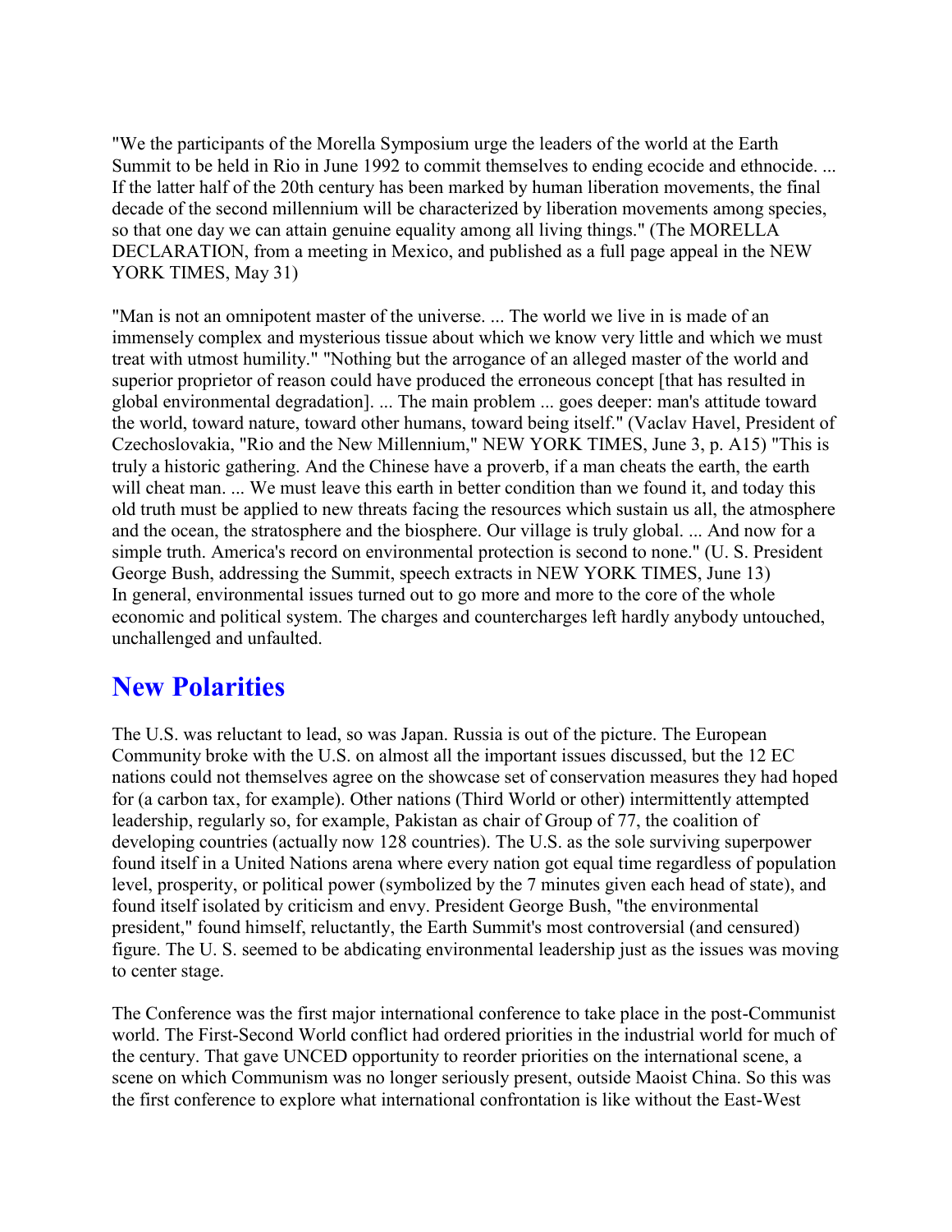"We the participants of the Morella Symposium urge the leaders of the world at the Earth Summit to be held in Rio in June 1992 to commit themselves to ending ecocide and ethnocide. ... If the latter half of the 20th century has been marked by human liberation movements, the final decade of the second millennium will be characterized by liberation movements among species, so that one day we can attain genuine equality among all living things." (The MORELLA DECLARATION, from a meeting in Mexico, and published as a full page appeal in the NEW YORK TIMES, May 31)

"Man is not an omnipotent master of the universe. ... The world we live in is made of an immensely complex and mysterious tissue about which we know very little and which we must treat with utmost humility." "Nothing but the arrogance of an alleged master of the world and superior proprietor of reason could have produced the erroneous concept [that has resulted in global environmental degradation]. ... The main problem ... goes deeper: man's attitude toward the world, toward nature, toward other humans, toward being itself." (Vaclav Havel, President of Czechoslovakia, "Rio and the New Millennium," NEW YORK TIMES, June 3, p. A15) "This is truly a historic gathering. And the Chinese have a proverb, if a man cheats the earth, the earth will cheat man. ... We must leave this earth in better condition than we found it, and today this old truth must be applied to new threats facing the resources which sustain us all, the atmosphere and the ocean, the stratosphere and the biosphere. Our village is truly global. ... And now for a simple truth. America's record on environmental protection is second to none." (U. S. President George Bush, addressing the Summit, speech extracts in NEW YORK TIMES, June 13)
In general, environmental issues turned out to go more and more to the core of the whole economic and political system. The charges and countercharges left hardly anybody untouched, unchallenged and unfaulted.

## New Polarities

The U.S. was reluctant to lead, so was Japan. Russia is out of the picture. The European Community broke with the U.S. on almost all the important issues discussed, but the 12 EC nations could not themselves agree on the showcase set of conservation measures they had hoped for (a carbon tax, for example). Other nations (Third World or other) intermittently attempted leadership, regularly so, for example, Pakistan as chair of Group of 77, the coalition of developing countries (actually now 128 countries). The U.S. as the sole surviving superpower found itself in a United Nations arena where every nation got equal time regardless of population level, prosperity, or political power (symbolized by the 7 minutes given each head of state), and found itself isolated by criticism and envy. President George Bush, "the environmental president," found himself, reluctantly, the Earth Summit's most controversial (and censured) figure. The U. S. seemed to be abdicating environmental leadership just as the issues was moving to center stage.

The Conference was the first major international conference to take place in the post-Communist world. The First-Second World conflict had ordered priorities in the industrial world for much of the century. That gave UNCED opportunity to reorder priorities on the international scene, a scene on which Communism was no longer seriously present, outside Maoist China. So this was the first conference to explore what international confrontation is like without the East-West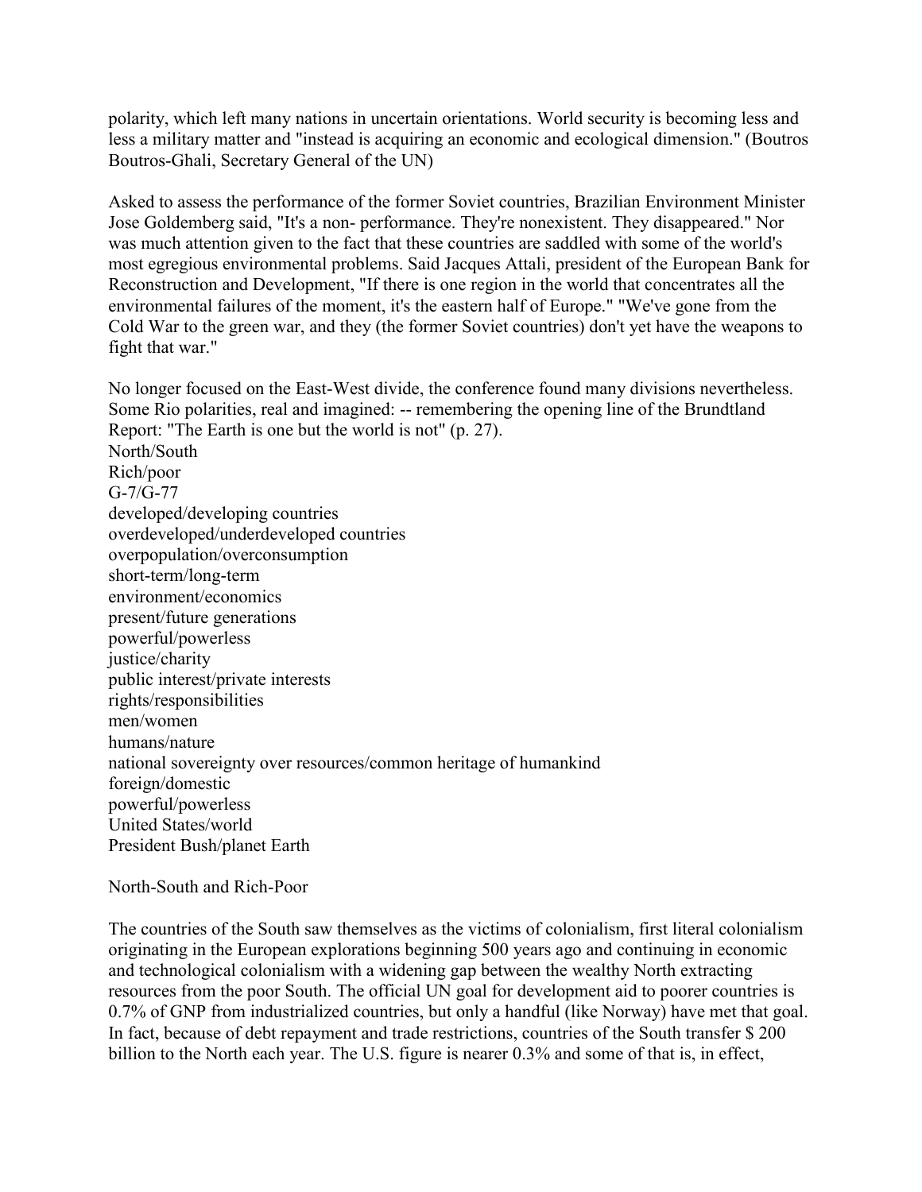polarity, which left many nations in uncertain orientations. World security is becoming less and less a military matter and "instead is acquiring an economic and ecological dimension." (Boutros Boutros-Ghali, Secretary General of the UN)

Asked to assess the performance of the former Soviet countries, Brazilian Environment Minister Jose Goldemberg said, "It's a non- performance. They're nonexistent. They disappeared." Nor was much attention given to the fact that these countries are saddled with some of the world's most egregious environmental problems. Said Jacques Attali, president of the European Bank for Reconstruction and Development, "If there is one region in the world that concentrates all the environmental failures of the moment, it's the eastern half of Europe." "We've gone from the Cold War to the green war, and they (the former Soviet countries) don't yet have the weapons to fight that war."

No longer focused on the East-West divide, the conference found many divisions nevertheless. Some Rio polarities, real and imagined: -- remembering the opening line of the Brundtland Report: "The Earth is one but the world is not" (p. 27).

North/South
Rich/poor
G-7/G-77
developed/developing countries
overdeveloped/underdeveloped countries
overpopulation/overconsumption
short-term/long-term
environment/economics
present/future generations
powerful/powerless
justice/charity
public interest/private interests
rights/responsibilities
men/women
humans/nature
national sovereignty over resources/common heritage of humankind
foreign/domestic
powerful/powerless
United States/world
President Bush/planet Earth

North-South and Rich-Poor

The countries of the South saw themselves as the victims of colonialism, first literal colonialism originating in the European explorations beginning 500 years ago and continuing in economic and technological colonialism with a widening gap between the wealthy North extracting resources from the poor South. The official UN goal for development aid to poorer countries is 0.7% of GNP from industrialized countries, but only a handful (like Norway) have met that goal. In fact, because of debt repayment and trade restrictions, countries of the South transfer $ 200 billion to the North each year. The U.S. figure is nearer 0.3% and some of that is, in effect,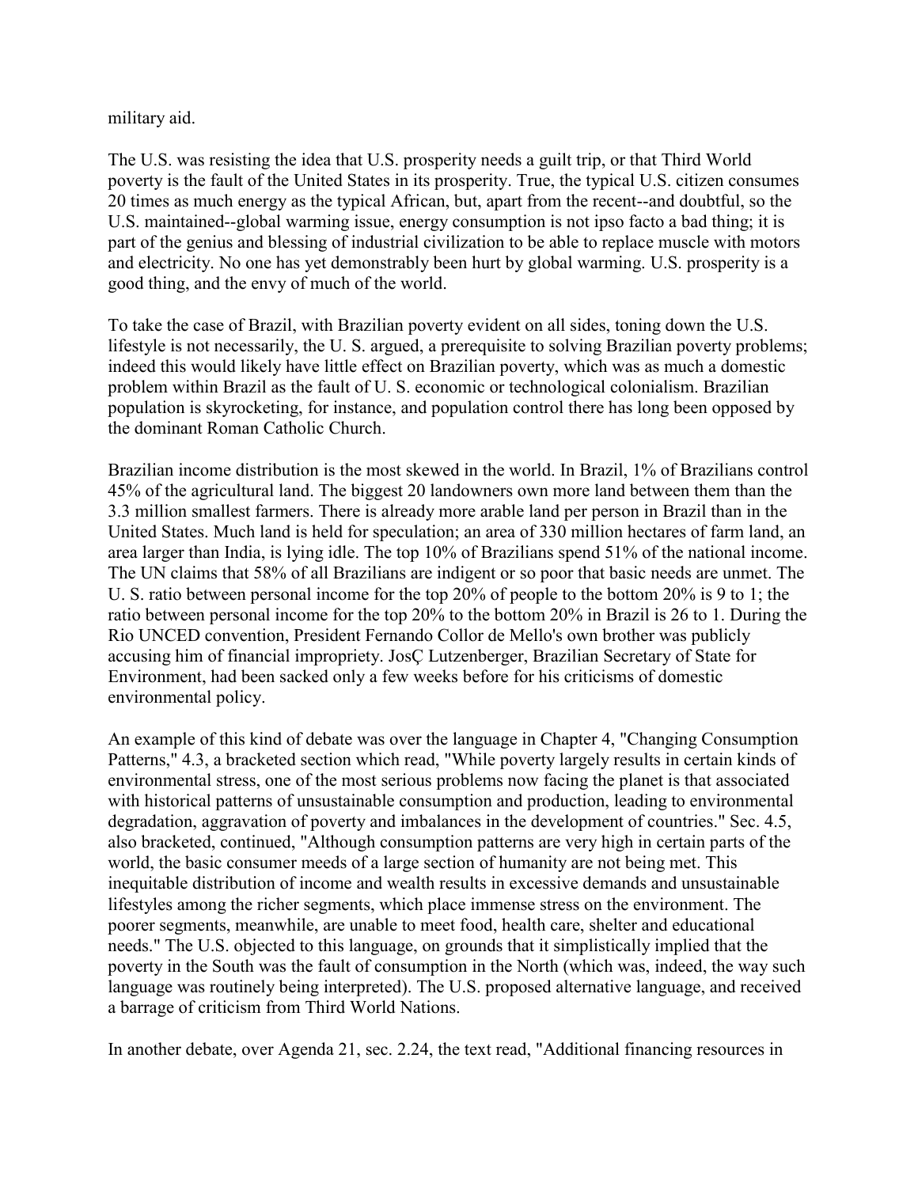military aid.

The U.S. was resisting the idea that U.S. prosperity needs a guilt trip, or that Third World poverty is the fault of the United States in its prosperity. True, the typical U.S. citizen consumes 20 times as much energy as the typical African, but, apart from the recent--and doubtful, so the U.S. maintained--global warming issue, energy consumption is not ipso facto a bad thing; it is part of the genius and blessing of industrial civilization to be able to replace muscle with motors and electricity. No one has yet demonstrably been hurt by global warming. U.S. prosperity is a good thing, and the envy of much of the world.

To take the case of Brazil, with Brazilian poverty evident on all sides, toning down the U.S. lifestyle is not necessarily, the U. S. argued, a prerequisite to solving Brazilian poverty problems; indeed this would likely have little effect on Brazilian poverty, which was as much a domestic problem within Brazil as the fault of U. S. economic or technological colonialism. Brazilian population is skyrocketing, for instance, and population control there has long been opposed by the dominant Roman Catholic Church.

Brazilian income distribution is the most skewed in the world. In Brazil, 1% of Brazilians control 45% of the agricultural land. The biggest 20 landowners own more land between them than the 3.3 million smallest farmers. There is already more arable land per person in Brazil than in the United States. Much land is held for speculation; an area of 330 million hectares of farm land, an area larger than India, is lying idle. The top 10% of Brazilians spend 51% of the national income. The UN claims that 58% of all Brazilians are indigent or so poor that basic needs are unmet. The U. S. ratio between personal income for the top 20% of people to the bottom 20% is 9 to 1; the ratio between personal income for the top 20% to the bottom 20% in Brazil is 26 to 1. During the Rio UNCED convention, President Fernando Collor de Mello's own brother was publicly accusing him of financial impropriety. JosÇ Lutzenberger, Brazilian Secretary of State for Environment, had been sacked only a few weeks before for his criticisms of domestic environmental policy.

An example of this kind of debate was over the language in Chapter 4, "Changing Consumption Patterns," 4.3, a bracketed section which read, "While poverty largely results in certain kinds of environmental stress, one of the most serious problems now facing the planet is that associated with historical patterns of unsustainable consumption and production, leading to environmental degradation, aggravation of poverty and imbalances in the development of countries." Sec. 4.5, also bracketed, continued, "Although consumption patterns are very high in certain parts of the world, the basic consumer meeds of a large section of humanity are not being met. This inequitable distribution of income and wealth results in excessive demands and unsustainable lifestyles among the richer segments, which place immense stress on the environment. The poorer segments, meanwhile, are unable to meet food, health care, shelter and educational needs." The U.S. objected to this language, on grounds that it simplistically implied that the poverty in the South was the fault of consumption in the North (which was, indeed, the way such language was routinely being interpreted). The U.S. proposed alternative language, and received a barrage of criticism from Third World Nations.

In another debate, over Agenda 21, sec. 2.24, the text read, "Additional financing resources in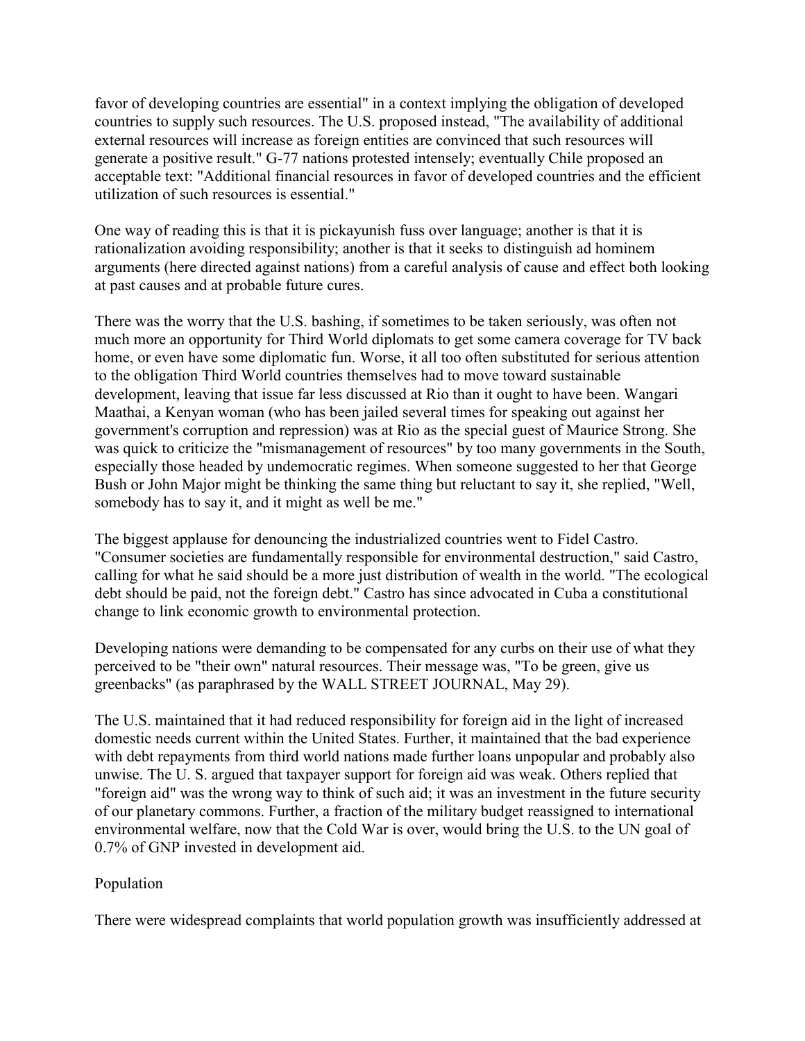favor of developing countries are essential" in a context implying the obligation of developed countries to supply such resources. The U.S. proposed instead, "The availability of additional external resources will increase as foreign entities are convinced that such resources will generate a positive result." G-77 nations protested intensely; eventually Chile proposed an acceptable text: "Additional financial resources in favor of developed countries and the efficient utilization of such resources is essential."

One way of reading this is that it is pickayunish fuss over language; another is that it is rationalization avoiding responsibility; another is that it seeks to distinguish ad hominem arguments (here directed against nations) from a careful analysis of cause and effect both looking at past causes and at probable future cures.

There was the worry that the U.S. bashing, if sometimes to be taken seriously, was often not much more an opportunity for Third World diplomats to get some camera coverage for TV back home, or even have some diplomatic fun. Worse, it all too often substituted for serious attention to the obligation Third World countries themselves had to move toward sustainable development, leaving that issue far less discussed at Rio than it ought to have been. Wangari Maathai, a Kenyan woman (who has been jailed several times for speaking out against her government's corruption and repression) was at Rio as the special guest of Maurice Strong. She was quick to criticize the "mismanagement of resources" by too many governments in the South, especially those headed by undemocratic regimes. When someone suggested to her that George Bush or John Major might be thinking the same thing but reluctant to say it, she replied, "Well, somebody has to say it, and it might as well be me."

The biggest applause for denouncing the industrialized countries went to Fidel Castro. "Consumer societies are fundamentally responsible for environmental destruction," said Castro, calling for what he said should be a more just distribution of wealth in the world. "The ecological debt should be paid, not the foreign debt." Castro has since advocated in Cuba a constitutional change to link economic growth to environmental protection.

Developing nations were demanding to be compensated for any curbs on their use of what they perceived to be "their own" natural resources. Their message was, "To be green, give us greenbacks" (as paraphrased by the WALL STREET JOURNAL, May 29).

The U.S. maintained that it had reduced responsibility for foreign aid in the light of increased domestic needs current within the United States. Further, it maintained that the bad experience with debt repayments from third world nations made further loans unpopular and probably also unwise. The U. S. argued that taxpayer support for foreign aid was weak. Others replied that "foreign aid" was the wrong way to think of such aid; it was an investment in the future security of our planetary commons. Further, a fraction of the military budget reassigned to international environmental welfare, now that the Cold War is over, would bring the U.S. to the UN goal of 0.7% of GNP invested in development aid.

## Population

There were widespread complaints that world population growth was insufficiently addressed at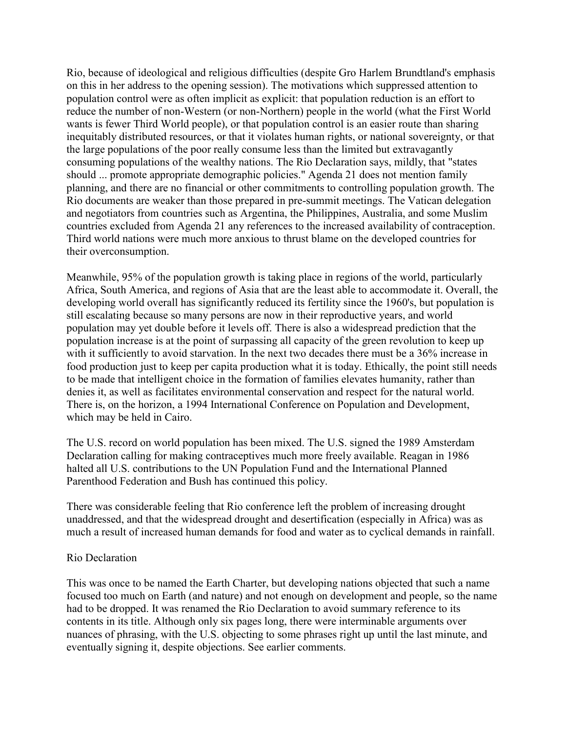Rio, because of ideological and religious difficulties (despite Gro Harlem Brundtland's emphasis on this in her address to the opening session). The motivations which suppressed attention to population control were as often implicit as explicit: that population reduction is an effort to reduce the number of non-Western (or non-Northern) people in the world (what the First World wants is fewer Third World people), or that population control is an easier route than sharing inequitably distributed resources, or that it violates human rights, or national sovereignty, or that the large populations of the poor really consume less than the limited but extravagantly consuming populations of the wealthy nations. The Rio Declaration says, mildly, that "states should ... promote appropriate demographic policies." Agenda 21 does not mention family planning, and there are no financial or other commitments to controlling population growth. The Rio documents are weaker than those prepared in pre-summit meetings. The Vatican delegation and negotiators from countries such as Argentina, the Philippines, Australia, and some Muslim countries excluded from Agenda 21 any references to the increased availability of contraception. Third world nations were much more anxious to thrust blame on the developed countries for their overconsumption.

Meanwhile, 95% of the population growth is taking place in regions of the world, particularly Africa, South America, and regions of Asia that are the least able to accommodate it. Overall, the developing world overall has significantly reduced its fertility since the 1960's, but population is still escalating because so many persons are now in their reproductive years, and world population may yet double before it levels off. There is also a widespread prediction that the population increase is at the point of surpassing all capacity of the green revolution to keep up with it sufficiently to avoid starvation. In the next two decades there must be a 36% increase in food production just to keep per capita production what it is today. Ethically, the point still needs to be made that intelligent choice in the formation of families elevates humanity, rather than denies it, as well as facilitates environmental conservation and respect for the natural world. There is, on the horizon, a 1994 International Conference on Population and Development, which may be held in Cairo.

The U.S. record on world population has been mixed. The U.S. signed the 1989 Amsterdam Declaration calling for making contraceptives much more freely available. Reagan in 1986 halted all U.S. contributions to the UN Population Fund and the International Planned Parenthood Federation and Bush has continued this policy.

There was considerable feeling that Rio conference left the problem of increasing drought unaddressed, and that the widespread drought and desertification (especially in Africa) was as much a result of increased human demands for food and water as to cyclical demands in rainfall.

Rio Declaration

This was once to be named the Earth Charter, but developing nations objected that such a name focused too much on Earth (and nature) and not enough on development and people, so the name had to be dropped. It was renamed the Rio Declaration to avoid summary reference to its contents in its title. Although only six pages long, there were interminable arguments over nuances of phrasing, with the U.S. objecting to some phrases right up until the last minute, and eventually signing it, despite objections. See earlier comments.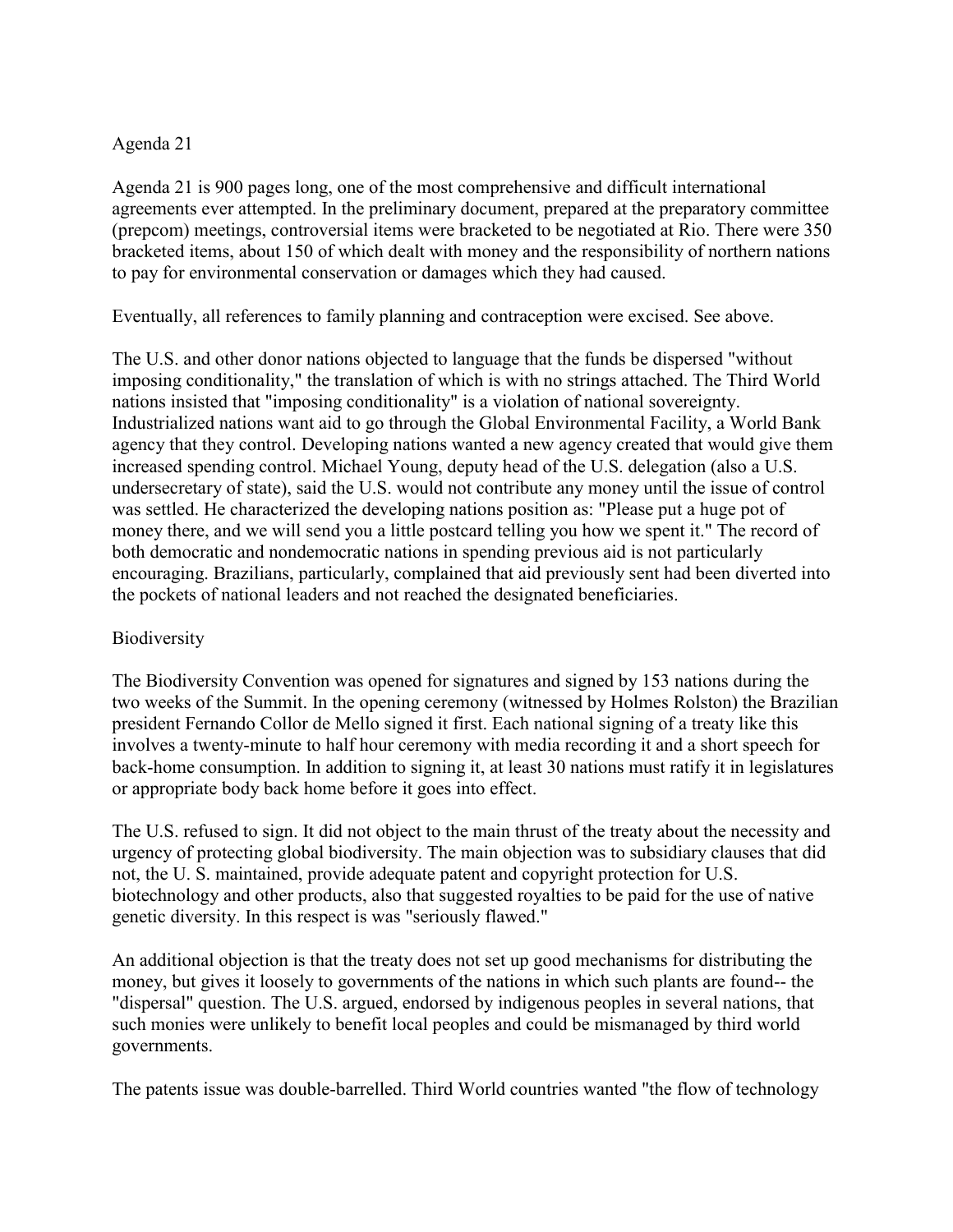## Agenda 21

Agenda 21 is 900 pages long, one of the most comprehensive and difficult international agreements ever attempted. In the preliminary document, prepared at the preparatory committee (prepcom) meetings, controversial items were bracketed to be negotiated at Rio. There were 350 bracketed items, about 150 of which dealt with money and the responsibility of northern nations to pay for environmental conservation or damages which they had caused.

Eventually, all references to family planning and contraception were excised. See above.

The U.S. and other donor nations objected to language that the funds be dispersed "without imposing conditionality," the translation of which is with no strings attached. The Third World nations insisted that "imposing conditionality" is a violation of national sovereignty. Industrialized nations want aid to go through the Global Environmental Facility, a World Bank agency that they control. Developing nations wanted a new agency created that would give them increased spending control. Michael Young, deputy head of the U.S. delegation (also a U.S. undersecretary of state), said the U.S. would not contribute any money until the issue of control was settled. He characterized the developing nations position as: "Please put a huge pot of money there, and we will send you a little postcard telling you how we spent it." The record of both democratic and nondemocratic nations in spending previous aid is not particularly encouraging. Brazilians, particularly, complained that aid previously sent had been diverted into the pockets of national leaders and not reached the designated beneficiaries.

## Biodiversity

The Biodiversity Convention was opened for signatures and signed by 153 nations during the two weeks of the Summit. In the opening ceremony (witnessed by Holmes Rolston) the Brazilian president Fernando Collor de Mello signed it first. Each national signing of a treaty like this involves a twenty-minute to half hour ceremony with media recording it and a short speech for back-home consumption. In addition to signing it, at least 30 nations must ratify it in legislatures or appropriate body back home before it goes into effect.

The U.S. refused to sign. It did not object to the main thrust of the treaty about the necessity and urgency of protecting global biodiversity. The main objection was to subsidiary clauses that did not, the U. S. maintained, provide adequate patent and copyright protection for U.S. biotechnology and other products, also that suggested royalties to be paid for the use of native genetic diversity. In this respect is was "seriously flawed."

An additional objection is that the treaty does not set up good mechanisms for distributing the money, but gives it loosely to governments of the nations in which such plants are found-- the "dispersal" question. The U.S. argued, endorsed by indigenous peoples in several nations, that such monies were unlikely to benefit local peoples and could be mismanaged by third world governments.

The patents issue was double-barrelled. Third World countries wanted "the flow of technology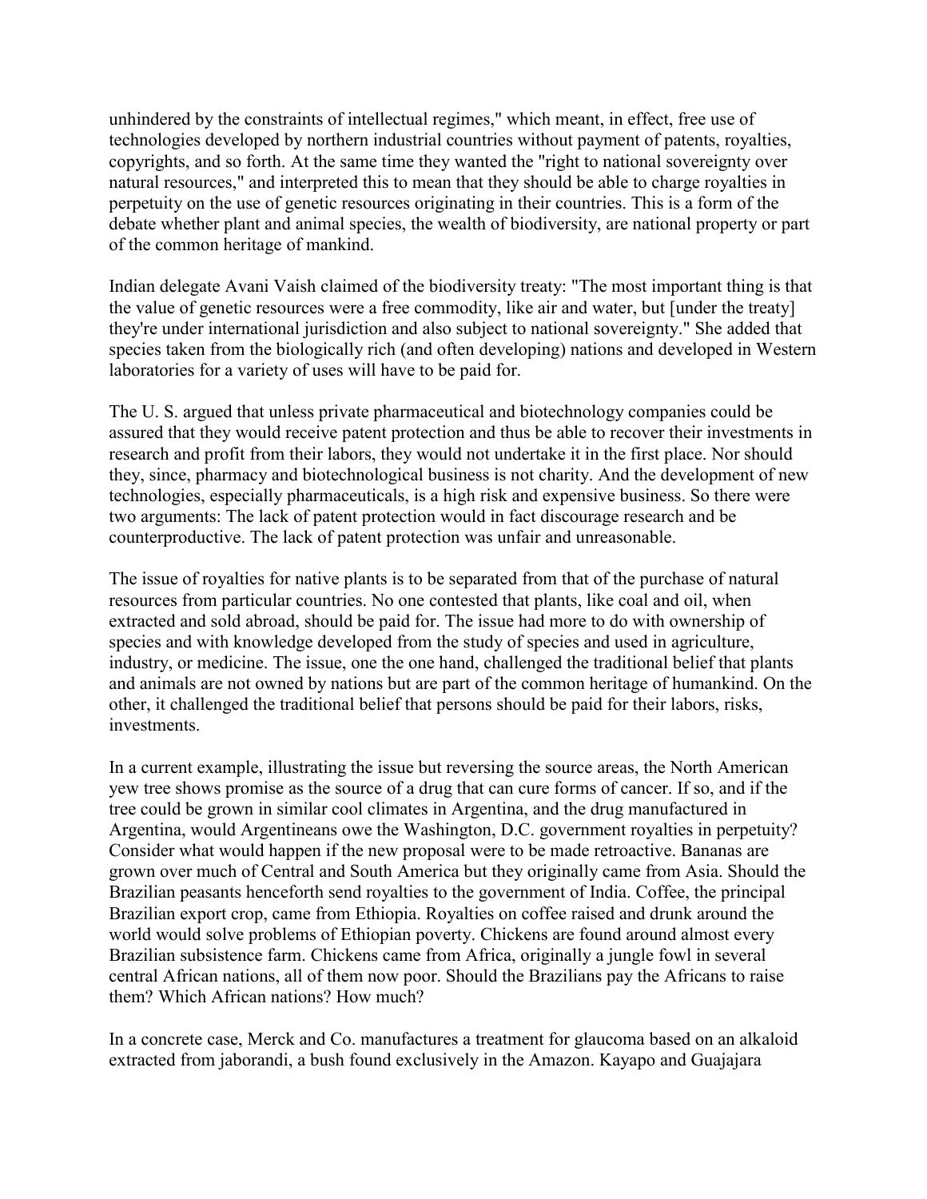unhindered by the constraints of intellectual regimes," which meant, in effect, free use of technologies developed by northern industrial countries without payment of patents, royalties, copyrights, and so forth. At the same time they wanted the "right to national sovereignty over natural resources," and interpreted this to mean that they should be able to charge royalties in perpetuity on the use of genetic resources originating in their countries. This is a form of the debate whether plant and animal species, the wealth of biodiversity, are national property or part of the common heritage of mankind.

Indian delegate Avani Vaish claimed of the biodiversity treaty: "The most important thing is that the value of genetic resources were a free commodity, like air and water, but [under the treaty] they're under international jurisdiction and also subject to national sovereignty." She added that species taken from the biologically rich (and often developing) nations and developed in Western laboratories for a variety of uses will have to be paid for.

The U. S. argued that unless private pharmaceutical and biotechnology companies could be assured that they would receive patent protection and thus be able to recover their investments in research and profit from their labors, they would not undertake it in the first place. Nor should they, since, pharmacy and biotechnological business is not charity. And the development of new technologies, especially pharmaceuticals, is a high risk and expensive business. So there were two arguments: The lack of patent protection would in fact discourage research and be counterproductive. The lack of patent protection was unfair and unreasonable.

The issue of royalties for native plants is to be separated from that of the purchase of natural resources from particular countries. No one contested that plants, like coal and oil, when extracted and sold abroad, should be paid for. The issue had more to do with ownership of species and with knowledge developed from the study of species and used in agriculture, industry, or medicine. The issue, one the one hand, challenged the traditional belief that plants and animals are not owned by nations but are part of the common heritage of humankind. On the other, it challenged the traditional belief that persons should be paid for their labors, risks, investments.

In a current example, illustrating the issue but reversing the source areas, the North American yew tree shows promise as the source of a drug that can cure forms of cancer. If so, and if the tree could be grown in similar cool climates in Argentina, and the drug manufactured in Argentina, would Argentineans owe the Washington, D.C. government royalties in perpetuity? Consider what would happen if the new proposal were to be made retroactive. Bananas are grown over much of Central and South America but they originally came from Asia. Should the Brazilian peasants henceforth send royalties to the government of India. Coffee, the principal Brazilian export crop, came from Ethiopia. Royalties on coffee raised and drunk around the world would solve problems of Ethiopian poverty. Chickens are found around almost every Brazilian subsistence farm. Chickens came from Africa, originally a jungle fowl in several central African nations, all of them now poor. Should the Brazilians pay the Africans to raise them? Which African nations? How much?

In a concrete case, Merck and Co. manufactures a treatment for glaucoma based on an alkaloid extracted from jaborandi, a bush found exclusively in the Amazon. Kayapo and Guajajara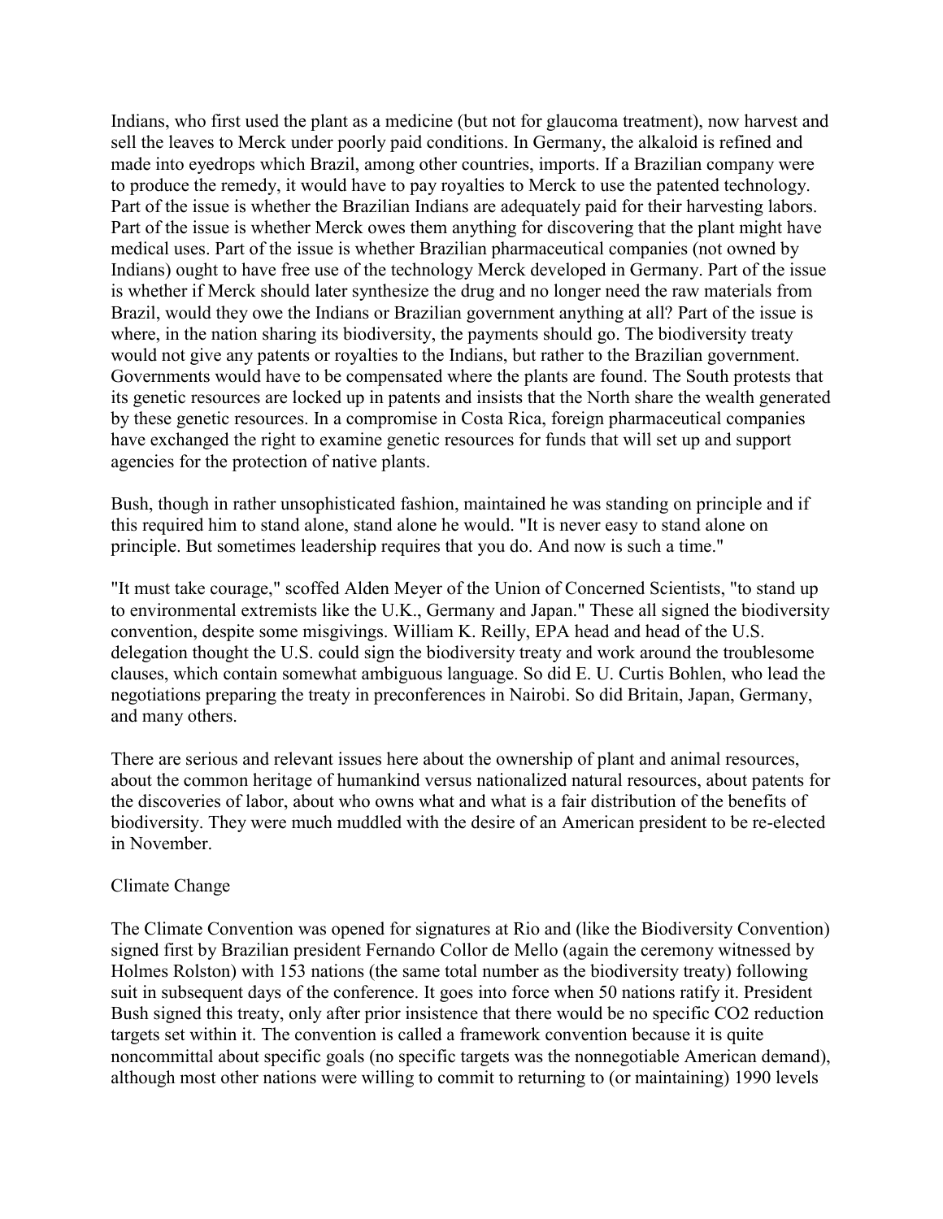Indians, who first used the plant as a medicine (but not for glaucoma treatment), now harvest and sell the leaves to Merck under poorly paid conditions. In Germany, the alkaloid is refined and made into eyedrops which Brazil, among other countries, imports. If a Brazilian company were to produce the remedy, it would have to pay royalties to Merck to use the patented technology. Part of the issue is whether the Brazilian Indians are adequately paid for their harvesting labors. Part of the issue is whether Merck owes them anything for discovering that the plant might have medical uses. Part of the issue is whether Brazilian pharmaceutical companies (not owned by Indians) ought to have free use of the technology Merck developed in Germany. Part of the issue is whether if Merck should later synthesize the drug and no longer need the raw materials from Brazil, would they owe the Indians or Brazilian government anything at all? Part of the issue is where, in the nation sharing its biodiversity, the payments should go. The biodiversity treaty would not give any patents or royalties to the Indians, but rather to the Brazilian government. Governments would have to be compensated where the plants are found. The South protests that its genetic resources are locked up in patents and insists that the North share the wealth generated by these genetic resources. In a compromise in Costa Rica, foreign pharmaceutical companies have exchanged the right to examine genetic resources for funds that will set up and support agencies for the protection of native plants.

Bush, though in rather unsophisticated fashion, maintained he was standing on principle and if this required him to stand alone, stand alone he would. "It is never easy to stand alone on principle. But sometimes leadership requires that you do. And now is such a time."

"It must take courage," scoffed Alden Meyer of the Union of Concerned Scientists, "to stand up to environmental extremists like the U.K., Germany and Japan." These all signed the biodiversity convention, despite some misgivings. William K. Reilly, EPA head and head of the U.S. delegation thought the U.S. could sign the biodiversity treaty and work around the troublesome clauses, which contain somewhat ambiguous language. So did E. U. Curtis Bohlen, who lead the negotiations preparing the treaty in preconferences in Nairobi. So did Britain, Japan, Germany, and many others.

There are serious and relevant issues here about the ownership of plant and animal resources, about the common heritage of humankind versus nationalized natural resources, about patents for the discoveries of labor, about who owns what and what is a fair distribution of the benefits of biodiversity. They were much muddled with the desire of an American president to be re-elected in November.

## Climate Change

The Climate Convention was opened for signatures at Rio and (like the Biodiversity Convention) signed first by Brazilian president Fernando Collor de Mello (again the ceremony witnessed by Holmes Rolston) with 153 nations (the same total number as the biodiversity treaty) following suit in subsequent days of the conference. It goes into force when 50 nations ratify it. President Bush signed this treaty, only after prior insistence that there would be no specific $CO_2$ reduction targets set within it. The convention is called a framework convention because it is quite noncommittal about specific goals (no specific targets was the nonnegotiable American demand), although most other nations were willing to commit to returning to (or maintaining) 1990 levels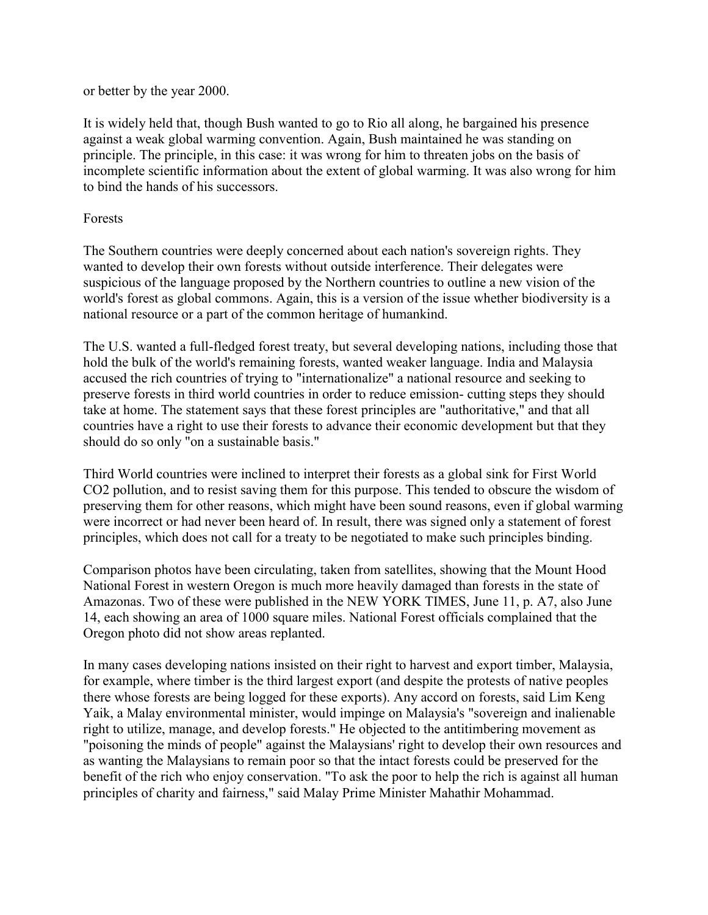or better by the year 2000.

It is widely held that, though Bush wanted to go to Rio all along, he bargained his presence against a weak global warming convention. Again, Bush maintained he was standing on principle. The principle, in this case: it was wrong for him to threaten jobs on the basis of incomplete scientific information about the extent of global warming. It was also wrong for him to bind the hands of his successors.

## Forests

The Southern countries were deeply concerned about each nation's sovereign rights. They wanted to develop their own forests without outside interference. Their delegates were suspicious of the language proposed by the Northern countries to outline a new vision of the world's forest as global commons. Again, this is a version of the issue whether biodiversity is a national resource or a part of the common heritage of humankind.

The U.S. wanted a full-fledged forest treaty, but several developing nations, including those that hold the bulk of the world's remaining forests, wanted weaker language. India and Malaysia accused the rich countries of trying to "internationalize" a national resource and seeking to preserve forests in third world countries in order to reduce emission- cutting steps they should take at home. The statement says that these forest principles are "authoritative," and that all countries have a right to use their forests to advance their economic development but that they should do so only "on a sustainable basis."

Third World countries were inclined to interpret their forests as a global sink for First World $CO_2$ pollution, and to resist saving them for this purpose. This tended to obscure the wisdom of preserving them for other reasons, which might have been sound reasons, even if global warming were incorrect or had never been heard of. In result, there was signed only a statement of forest principles, which does not call for a treaty to be negotiated to make such principles binding.

Comparison photos have been circulating, taken from satellites, showing that the Mount Hood National Forest in western Oregon is much more heavily damaged than forests in the state of Amazonas. Two of these were published in the NEW YORK TIMES, June 11, p. A7, also June 14, each showing an area of 1000 square miles. National Forest officials complained that the Oregon photo did not show areas replanted.

In many cases developing nations insisted on their right to harvest and export timber, Malaysia, for example, where timber is the third largest export (and despite the protests of native peoples there whose forests are being logged for these exports). Any accord on forests, said Lim Keng Yaik, a Malay environmental minister, would impinge on Malaysia's "sovereign and inalienable right to utilize, manage, and develop forests." He objected to the antitimbering movement as "poisoning the minds of people" against the Malaysians' right to develop their own resources and as wanting the Malaysians to remain poor so that the intact forests could be preserved for the benefit of the rich who enjoy conservation. "To ask the poor to help the rich is against all human principles of charity and fairness," said Malay Prime Minister Mahathir Mohammad.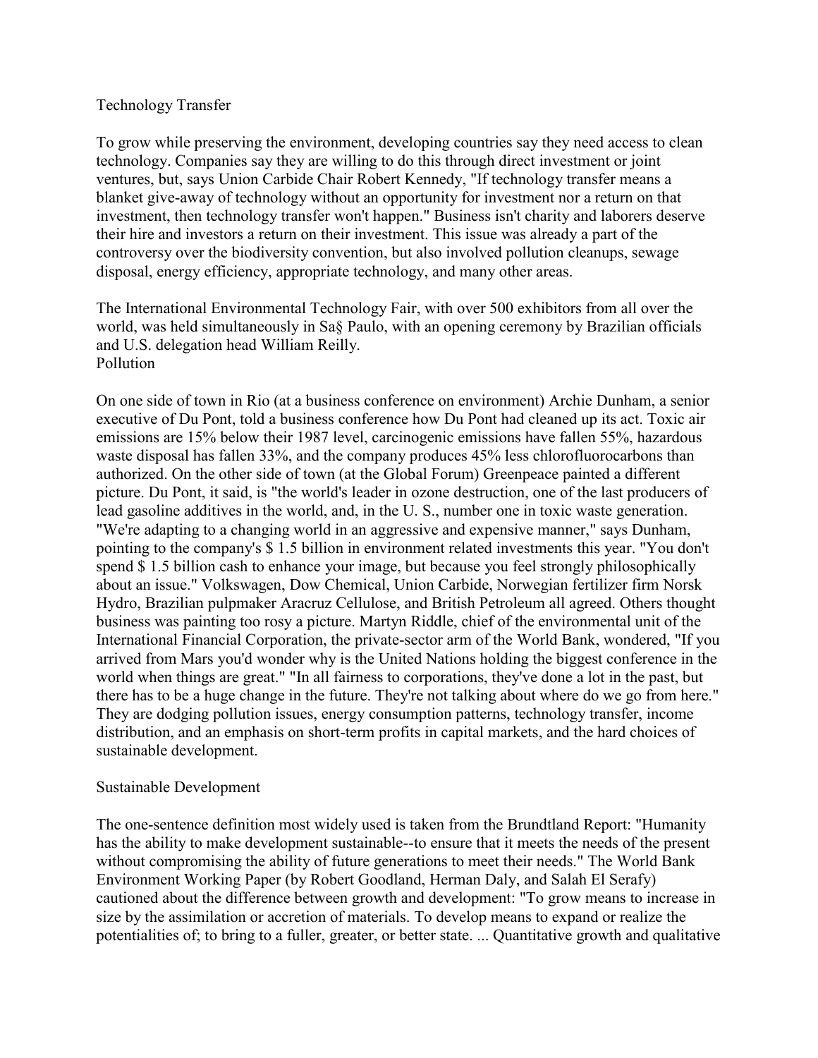## Technology Transfer

To grow while preserving the environment, developing countries say they need access to clean technology. Companies say they are willing to do this through direct investment or joint ventures, but, says Union Carbide Chair Robert Kennedy, "If technology transfer means a blanket give-away of technology without an opportunity for investment nor a return on that investment, then technology transfer won't happen." Business isn't charity and laborers deserve their hire and investors a return on their investment. This issue was already a part of the controversy over the biodiversity convention, but also involved pollution cleanups, sewage disposal, energy efficiency, appropriate technology, and many other areas.

The International Environmental Technology Fair, with over 500 exhibitors from all over the world, was held simultaneously in Sa§ Paulo, with an opening ceremony by Brazilian officials and U.S. delegation head William Reilly.

## Pollution

On one side of town in Rio (at a business conference on environment) Archie Dunham, a senior executive of Du Pont, told a business conference how Du Pont had cleaned up its act. Toxic air emissions are 15% below their 1987 level, carcinogenic emissions have fallen 55%, hazardous waste disposal has fallen 33%, and the company produces 45% less chlorofluorocarbons than authorized. On the other side of town (at the Global Forum) Greenpeace painted a different picture. Du Pont, it said, is "the world's leader in ozone destruction, one of the last producers of lead gasoline additives in the world, and, in the U. S., number one in toxic waste generation. "We're adapting to a changing world in an aggressive and expensive manner," says Dunham, pointing to the company's $ 1.5 billion in environment related investments this year. "You don't spend $ 1.5 billion cash to enhance your image, but because you feel strongly philosophically about an issue." Volkswagen, Dow Chemical, Union Carbide, Norwegian fertilizer firm Norsk Hydro, Brazilian pulpmaker Aracruz Cellulose, and British Petroleum all agreed. Others thought business was painting too rosy a picture. Martyn Riddle, chief of the environmental unit of the International Financial Corporation, the private-sector arm of the World Bank, wondered, "If you arrived from Mars you'd wonder why is the United Nations holding the biggest conference in the world when things are great." "In all fairness to corporations, they've done a lot in the past, but there has to be a huge change in the future. They're not talking about where do we go from here." They are dodging pollution issues, energy consumption patterns, technology transfer, income distribution, and an emphasis on short-term profits in capital markets, and the hard choices of sustainable development.

## Sustainable Development

The one-sentence definition most widely used is taken from the Brundtland Report: "Humanity has the ability to make development sustainable--to ensure that it meets the needs of the present without compromising the ability of future generations to meet their needs." The World Bank Environment Working Paper (by Robert Goodland, Herman Daly, and Salah El Serafy) cautioned about the difference between growth and development: "To grow means to increase in size by the assimilation or accretion of materials. To develop means to expand or realize the potentialities of; to bring to a fuller, greater, or better state. ... Quantitative growth and qualitative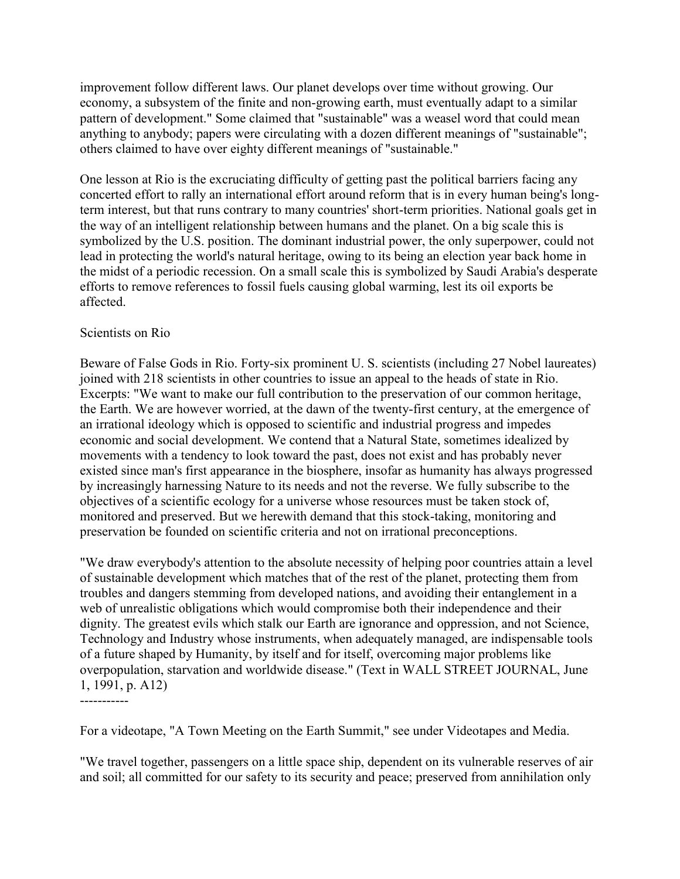improvement follow different laws. Our planet develops over time without growing. Our economy, a subsystem of the finite and non-growing earth, must eventually adapt to a similar pattern of development." Some claimed that "sustainable" was a weasel word that could mean anything to anybody; papers were circulating with a dozen different meanings of "sustainable"; others claimed to have over eighty different meanings of "sustainable."

One lesson at Rio is the excruciating difficulty of getting past the political barriers facing any concerted effort to rally an international effort around reform that is in every human being's long-term interest, but that runs contrary to many countries' short-term priorities. National goals get in the way of an intelligent relationship between humans and the planet. On a big scale this is symbolized by the U.S. position. The dominant industrial power, the only superpower, could not lead in protecting the world's natural heritage, owing to its being an election year back home in the midst of a periodic recession. On a small scale this is symbolized by Saudi Arabia's desperate efforts to remove references to fossil fuels causing global warming, lest its oil exports be affected.

## Scientists on Rio

Beware of False Gods in Rio. Forty-six prominent U. S. scientists (including 27 Nobel laureates) joined with 218 scientists in other countries to issue an appeal to the heads of state in Rio. Excerpts: "We want to make our full contribution to the preservation of our common heritage, the Earth. We are however worried, at the dawn of the twenty-first century, at the emergence of an irrational ideology which is opposed to scientific and industrial progress and impedes economic and social development. We contend that a Natural State, sometimes idealized by movements with a tendency to look toward the past, does not exist and has probably never existed since man's first appearance in the biosphere, insofar as humanity has always progressed by increasingly harnessing Nature to its needs and not the reverse. We fully subscribe to the objectives of a scientific ecology for a universe whose resources must be taken stock of, monitored and preserved. But we herewith demand that this stock-taking, monitoring and preservation be founded on scientific criteria and not on irrational preconceptions.

"We draw everybody's attention to the absolute necessity of helping poor countries attain a level of sustainable development which matches that of the rest of the planet, protecting them from troubles and dangers stemming from developed nations, and avoiding their entanglement in a web of unrealistic obligations which would compromise both their independence and their dignity. The greatest evils which stalk our Earth are ignorance and oppression, and not Science, Technology and Industry whose instruments, when adequately managed, are indispensable tools of a future shaped by Humanity, by itself and for itself, overcoming major problems like overpopulation, starvation and worldwide disease." (Text in WALL STREET JOURNAL, June 1, 1991, p. A12)

-----------

For a videotape, "A Town Meeting on the Earth Summit," see under Videotapes and Media.

"We travel together, passengers on a little space ship, dependent on its vulnerable reserves of air and soil; all committed for our safety to its security and peace; preserved from annihilation only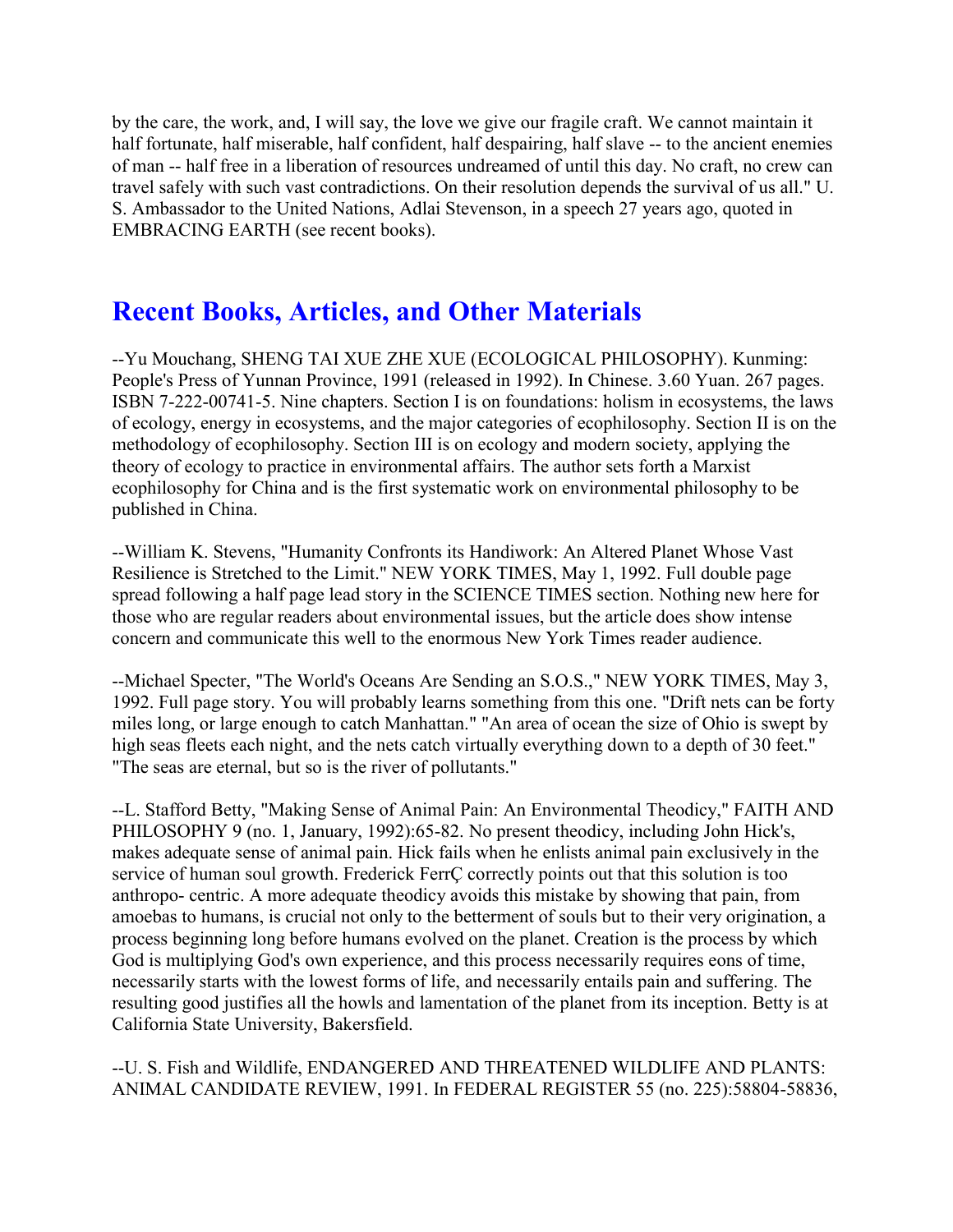by the care, the work, and, I will say, the love we give our fragile craft. We cannot maintain it half fortunate, half miserable, half confident, half despairing, half slave -- to the ancient enemies of man -- half free in a liberation of resources undreamed of until this day. No craft, no crew can travel safely with such vast contradictions. On their resolution depends the survival of us all." U. S. Ambassador to the United Nations, Adlai Stevenson, in a speech 27 years ago, quoted in EMBRACING EARTH (see recent books).

## Recent Books, Articles, and Other Materials

--Yu Mouchang, SHENG TAI XUE ZHE XUE (ECOLOGICAL PHILOSOPHY). Kunming: People's Press of Yunnan Province, 1991 (released in 1992). In Chinese. 3.60 Yuan. 267 pages. ISBN 7-222-00741-5. Nine chapters. Section I is on foundations: holism in ecosystems, the laws of ecology, energy in ecosystems, and the major categories of ecophilosophy. Section II is on the methodology of ecophilosophy. Section III is on ecology and modern society, applying the theory of ecology to practice in environmental affairs. The author sets forth a Marxist ecophilosophy for China and is the first systematic work on environmental philosophy to be published in China.

--William K. Stevens, "Humanity Confronts its Handiwork: An Altered Planet Whose Vast Resilience is Stretched to the Limit." NEW YORK TIMES, May 1, 1992. Full double page spread following a half page lead story in the SCIENCE TIMES section. Nothing new here for those who are regular readers about environmental issues, but the article does show intense concern and communicate this well to the enormous New York Times reader audience.

--Michael Specter, "The World's Oceans Are Sending an S.O.S.," NEW YORK TIMES, May 3, 1992. Full page story. You will probably learns something from this one. "Drift nets can be forty miles long, or large enough to catch Manhattan." "An area of ocean the size of Ohio is swept by high seas fleets each night, and the nets catch virtually everything down to a depth of 30 feet." "The seas are eternal, but so is the river of pollutants."

--L. Stafford Betty, "Making Sense of Animal Pain: An Environmental Theodicy," FAITH AND PHILOSOPHY 9 (no. 1, January, 1992):65-82. No present theodicy, including John Hick's, makes adequate sense of animal pain. Hick fails when he enlists animal pain exclusively in the service of human soul growth. Frederick FerrÇ correctly points out that this solution is too anthropo- centric. A more adequate theodicy avoids this mistake by showing that pain, from amoebas to humans, is crucial not only to the betterment of souls but to their very origination, a process beginning long before humans evolved on the planet. Creation is the process by which God is multiplying God's own experience, and this process necessarily requires eons of time, necessarily starts with the lowest forms of life, and necessarily entails pain and suffering. The resulting good justifies all the howls and lamentation of the planet from its inception. Betty is at California State University, Bakersfield.

--U. S. Fish and Wildlife, ENDANGERED AND THREATENED WILDLIFE AND PLANTS: ANIMAL CANDIDATE REVIEW, 1991. In FEDERAL REGISTER 55 (no. 225):58804-58836,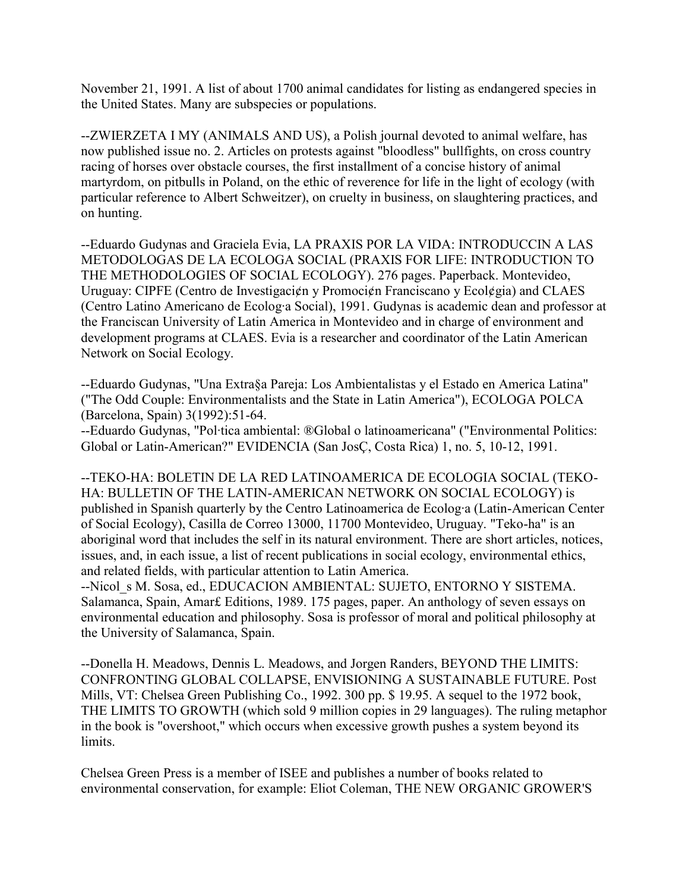November 21, 1991. A list of about 1700 animal candidates for listing as endangered species in the United States. Many are subspecies or populations.

--ZWIERZETA I MY (ANIMALS AND US), a Polish journal devoted to animal welfare, has now published issue no. 2. Articles on protests against "bloodless" bullfights, on cross country racing of horses over obstacle courses, the first installment of a concise history of animal martyrdom, on pitbulls in Poland, on the ethic of reverence for life in the light of ecology (with particular reference to Albert Schweitzer), on cruelty in business, on slaughtering practices, and on hunting.

--Eduardo Gudynas and Graciela Evia, LA PRAXIS POR LA VIDA: INTRODUCCIN A LAS METODOLOGAS DE LA ECOLOGA SOCIAL (PRAXIS FOR LIFE: INTRODUCTION TO THE METHODOLOGIES OF SOCIAL ECOLOGY). 276 pages. Paperback. Montevideo, Uruguay: CIPFE (Centro de Investigaci¢n y Promoci¢n Franciscano y Ecol¢gia) and CLAES (Centro Latino Americano de Ecolog·a Social), 1991. Gudynas is academic dean and professor at the Franciscan University of Latin America in Montevideo and in charge of environment and development programs at CLAES. Evia is a researcher and coordinator of the Latin American Network on Social Ecology.

--Eduardo Gudynas, "Una Extra§a Pareja: Los Ambientalistas y el Estado en America Latina" ("The Odd Couple: Environmentalists and the State in Latin America"), ECOLOGA POLCA (Barcelona, Spain) 3(1992):51-64.

--Eduardo Gudynas, "Pol·tica ambiental: ®Global o latinoamericana" ("Environmental Politics: Global or Latin-American?" EVIDENCIA (San JosÇ, Costa Rica) 1, no. 5, 10-12, 1991.

--TEKO-HA: BOLETIN DE LA RED LATINOAMERICA DE ECOLOGIA SOCIAL (TEKO-HA: BULLETIN OF THE LATIN-AMERICAN NETWORK ON SOCIAL ECOLOGY) is published in Spanish quarterly by the Centro Latinoamerica de Ecolog·a (Latin-American Center of Social Ecology), Casilla de Correo 13000, 11700 Montevideo, Uruguay. "Teko-ha" is an aboriginal word that includes the self in its natural environment. There are short articles, notices, issues, and, in each issue, a list of recent publications in social ecology, environmental ethics, and related fields, with particular attention to Latin America.

--Nicol_s M. Sosa, ed., EDUCACION AMBIENTAL: SUJETO, ENTORNO Y SISTEMA. Salamanca, Spain, Amar£ Editions, 1989. 175 pages, paper. An anthology of seven essays on environmental education and philosophy. Sosa is professor of moral and political philosophy at the University of Salamanca, Spain.

--Donella H. Meadows, Dennis L. Meadows, and Jorgen Randers, BEYOND THE LIMITS: CONFRONTING GLOBAL COLLAPSE, ENVISIONING A SUSTAINABLE FUTURE. Post Mills, VT: Chelsea Green Publishing Co., 1992. 300 pp. $ 19.95. A sequel to the 1972 book, THE LIMITS TO GROWTH (which sold 9 million copies in 29 languages). The ruling metaphor in the book is "overshoot," which occurs when excessive growth pushes a system beyond its limits.

Chelsea Green Press is a member of ISEE and publishes a number of books related to environmental conservation, for example: Eliot Coleman, THE NEW ORGANIC GROWER'S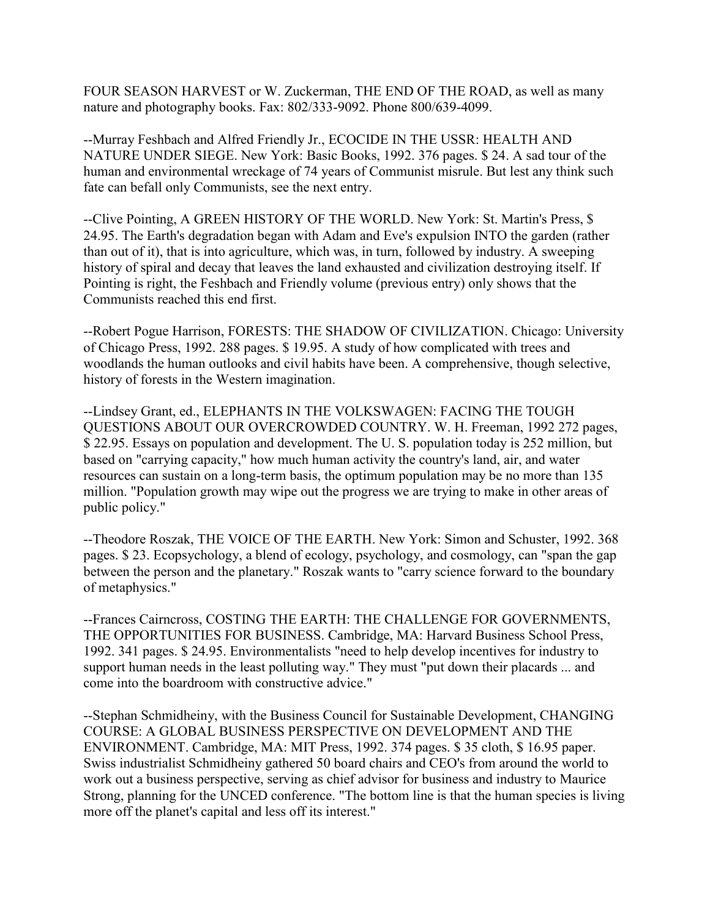FOUR SEASON HARVEST or W. Zuckerman, THE END OF THE ROAD, as well as many nature and photography books. Fax: 802/333-9092. Phone 800/639-4099.

--Murray Feshbach and Alfred Friendly Jr., ECOCIDE IN THE USSR: HEALTH AND NATURE UNDER SIEGE. New York: Basic Books, 1992. 376 pages. $ 24. A sad tour of the human and environmental wreckage of 74 years of Communist misrule. But lest any think such fate can befall only Communists, see the next entry.

--Clive Pointing, A GREEN HISTORY OF THE WORLD. New York: St. Martin's Press, $ 24.95. The Earth's degradation began with Adam and Eve's expulsion INTO the garden (rather than out of it), that is into agriculture, which was, in turn, followed by industry. A sweeping history of spiral and decay that leaves the land exhausted and civilization destroying itself. If Pointing is right, the Feshbach and Friendly volume (previous entry) only shows that the Communists reached this end first.

--Robert Pogue Harrison, FORESTS: THE SHADOW OF CIVILIZATION. Chicago: University of Chicago Press, 1992. 288 pages. $ 19.95. A study of how complicated with trees and woodlands the human outlooks and civil habits have been. A comprehensive, though selective, history of forests in the Western imagination.

--Lindsey Grant, ed., ELEPHANTS IN THE VOLKSWAGEN: FACING THE TOUGH QUESTIONS ABOUT OUR OVERCROWDED COUNTRY. W. H. Freeman, 1992 272 pages, $ 22.95. Essays on population and development. The U. S. population today is 252 million, but based on "carrying capacity," how much human activity the country's land, air, and water resources can sustain on a long-term basis, the optimum population may be no more than 135 million. "Population growth may wipe out the progress we are trying to make in other areas of public policy."

--Theodore Roszak, THE VOICE OF THE EARTH. New York: Simon and Schuster, 1992. 368 pages. $ 23. Ecopsychology, a blend of ecology, psychology, and cosmology, can "span the gap between the person and the planetary." Roszak wants to "carry science forward to the boundary of metaphysics."

--Frances Cairncross, COSTING THE EARTH: THE CHALLENGE FOR GOVERNMENTS, THE OPPORTUNITIES FOR BUSINESS. Cambridge, MA: Harvard Business School Press, 1992. 341 pages. $ 24.95. Environmentalists "need to help develop incentives for industry to support human needs in the least polluting way." They must "put down their placards ... and come into the boardroom with constructive advice."

--Stephan Schmidheiny, with the Business Council for Sustainable Development, CHANGING COURSE: A GLOBAL BUSINESS PERSPECTIVE ON DEVELOPMENT AND THE ENVIRONMENT. Cambridge, MA: MIT Press, 1992. 374 pages. $ 35 cloth, $ 16.95 paper. Swiss industrialist Schmidheiny gathered 50 board chairs and CEO's from around the world to work out a business perspective, serving as chief advisor for business and industry to Maurice Strong, planning for the UNCED conference. "The bottom line is that the human species is living more off the planet's capital and less off its interest."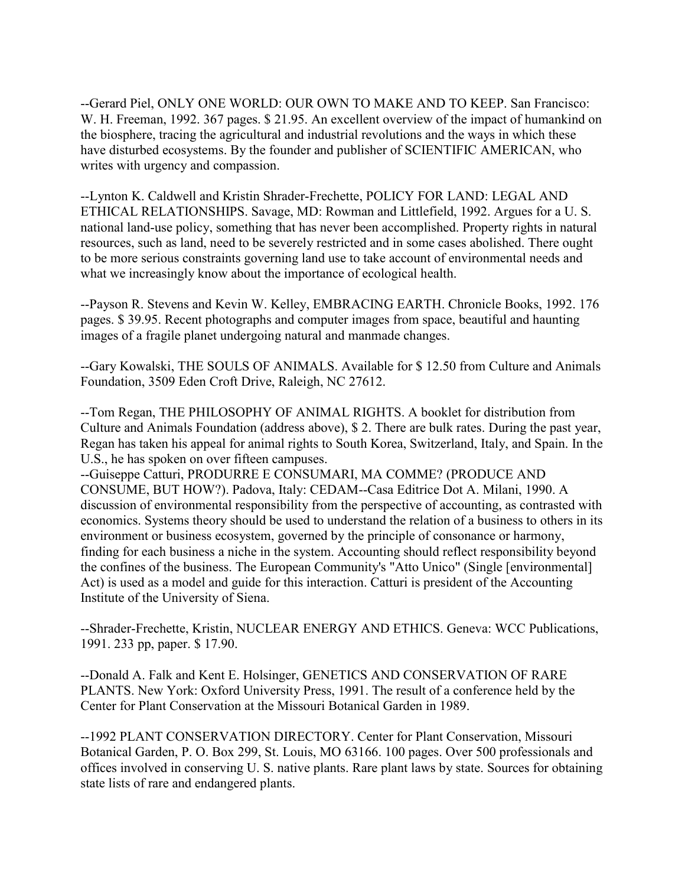--Gerard Piel, ONLY ONE WORLD: OUR OWN TO MAKE AND TO KEEP. San Francisco: W. H. Freeman, 1992. 367 pages. $ 21.95. An excellent overview of the impact of humankind on the biosphere, tracing the agricultural and industrial revolutions and the ways in which these have disturbed ecosystems. By the founder and publisher of SCIENTIFIC AMERICAN, who writes with urgency and compassion.

--Lynton K. Caldwell and Kristin Shrader-Frechette, POLICY FOR LAND: LEGAL AND ETHICAL RELATIONSHIPS. Savage, MD: Rowman and Littlefield, 1992. Argues for a U. S. national land-use policy, something that has never been accomplished. Property rights in natural resources, such as land, need to be severely restricted and in some cases abolished. There ought to be more serious constraints governing land use to take account of environmental needs and what we increasingly know about the importance of ecological health.

--Payson R. Stevens and Kevin W. Kelley, EMBRACING EARTH. Chronicle Books, 1992. 176 pages. $ 39.95. Recent photographs and computer images from space, beautiful and haunting images of a fragile planet undergoing natural and manmade changes.

--Gary Kowalski, THE SOULS OF ANIMALS. Available for $ 12.50 from Culture and Animals Foundation, 3509 Eden Croft Drive, Raleigh, NC 27612.

--Tom Regan, THE PHILOSOPHY OF ANIMAL RIGHTS. A booklet for distribution from Culture and Animals Foundation (address above), $ 2. There are bulk rates. During the past year, Regan has taken his appeal for animal rights to South Korea, Switzerland, Italy, and Spain. In the U.S., he has spoken on over fifteen campuses.

--Guiseppe Catturi, PRODURRE E CONSUMARI, MA COMME? (PRODUCE AND CONSUME, BUT HOW?). Padova, Italy: CEDAM--Casa Editrice Dot A. Milani, 1990. A discussion of environmental responsibility from the perspective of accounting, as contrasted with economics. Systems theory should be used to understand the relation of a business to others in its environment or business ecosystem, governed by the principle of consonance or harmony, finding for each business a niche in the system. Accounting should reflect responsibility beyond the confines of the business. The European Community's "Atto Unico" (Single [environmental] Act) is used as a model and guide for this interaction. Catturi is president of the Accounting Institute of the University of Siena.

--Shrader-Frechette, Kristin, NUCLEAR ENERGY AND ETHICS. Geneva: WCC Publications, 1991. 233 pp, paper. $ 17.90.

--Donald A. Falk and Kent E. Holsinger, GENETICS AND CONSERVATION OF RARE PLANTS. New York: Oxford University Press, 1991. The result of a conference held by the Center for Plant Conservation at the Missouri Botanical Garden in 1989.

--1992 PLANT CONSERVATION DIRECTORY. Center for Plant Conservation, Missouri Botanical Garden, P. O. Box 299, St. Louis, MO 63166. 100 pages. Over 500 professionals and offices involved in conserving U. S. native plants. Rare plant laws by state. Sources for obtaining state lists of rare and endangered plants.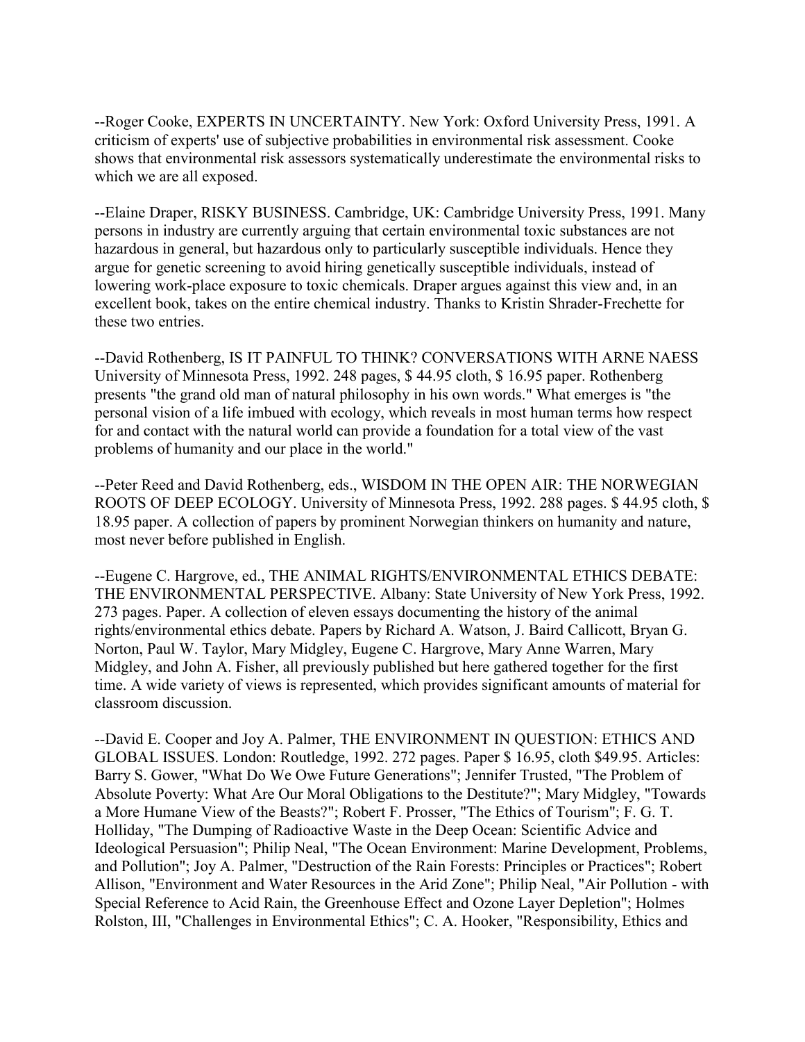--Roger Cooke, EXPERTS IN UNCERTAINTY. New York: Oxford University Press, 1991. A criticism of experts' use of subjective probabilities in environmental risk assessment. Cooke shows that environmental risk assessors systematically underestimate the environmental risks to which we are all exposed.

--Elaine Draper, RISKY BUSINESS. Cambridge, UK: Cambridge University Press, 1991. Many persons in industry are currently arguing that certain environmental toxic substances are not hazardous in general, but hazardous only to particularly susceptible individuals. Hence they argue for genetic screening to avoid hiring genetically susceptible individuals, instead of lowering work-place exposure to toxic chemicals. Draper argues against this view and, in an excellent book, takes on the entire chemical industry. Thanks to Kristin Shrader-Frechette for these two entries.

--David Rothenberg, IS IT PAINFUL TO THINK? CONVERSATIONS WITH ARNE NAESS University of Minnesota Press, 1992. 248 pages, $ 44.95 cloth, $ 16.95 paper. Rothenberg presents "the grand old man of natural philosophy in his own words." What emerges is "the personal vision of a life imbued with ecology, which reveals in most human terms how respect for and contact with the natural world can provide a foundation for a total view of the vast problems of humanity and our place in the world."

--Peter Reed and David Rothenberg, eds., WISDOM IN THE OPEN AIR: THE NORWEGIAN ROOTS OF DEEP ECOLOGY. University of Minnesota Press, 1992. 288 pages. $ 44.95 cloth, $ 18.95 paper. A collection of papers by prominent Norwegian thinkers on humanity and nature, most never before published in English.

--Eugene C. Hargrove, ed., THE ANIMAL RIGHTS/ENVIRONMENTAL ETHICS DEBATE: THE ENVIRONMENTAL PERSPECTIVE. Albany: State University of New York Press, 1992. 273 pages. Paper. A collection of eleven essays documenting the history of the animal rights/environmental ethics debate. Papers by Richard A. Watson, J. Baird Callicott, Bryan G. Norton, Paul W. Taylor, Mary Midgley, Eugene C. Hargrove, Mary Anne Warren, Mary Midgley, and John A. Fisher, all previously published but here gathered together for the first time. A wide variety of views is represented, which provides significant amounts of material for classroom discussion.

--David E. Cooper and Joy A. Palmer, THE ENVIRONMENT IN QUESTION: ETHICS AND GLOBAL ISSUES. London: Routledge, 1992. 272 pages. Paper $ 16.95, cloth $49.95. Articles: Barry S. Gower, "What Do We Owe Future Generations"; Jennifer Trusted, "The Problem of Absolute Poverty: What Are Our Moral Obligations to the Destitute?"; Mary Midgley, "Towards a More Humane View of the Beasts?"; Robert F. Prosser, "The Ethics of Tourism"; F. G. T. Holliday, "The Dumping of Radioactive Waste in the Deep Ocean: Scientific Advice and Ideological Persuasion"; Philip Neal, "The Ocean Environment: Marine Development, Problems, and Pollution"; Joy A. Palmer, "Destruction of the Rain Forests: Principles or Practices"; Robert Allison, "Environment and Water Resources in the Arid Zone"; Philip Neal, "Air Pollution - with Special Reference to Acid Rain, the Greenhouse Effect and Ozone Layer Depletion"; Holmes Rolston, III, "Challenges in Environmental Ethics"; C. A. Hooker, "Responsibility, Ethics and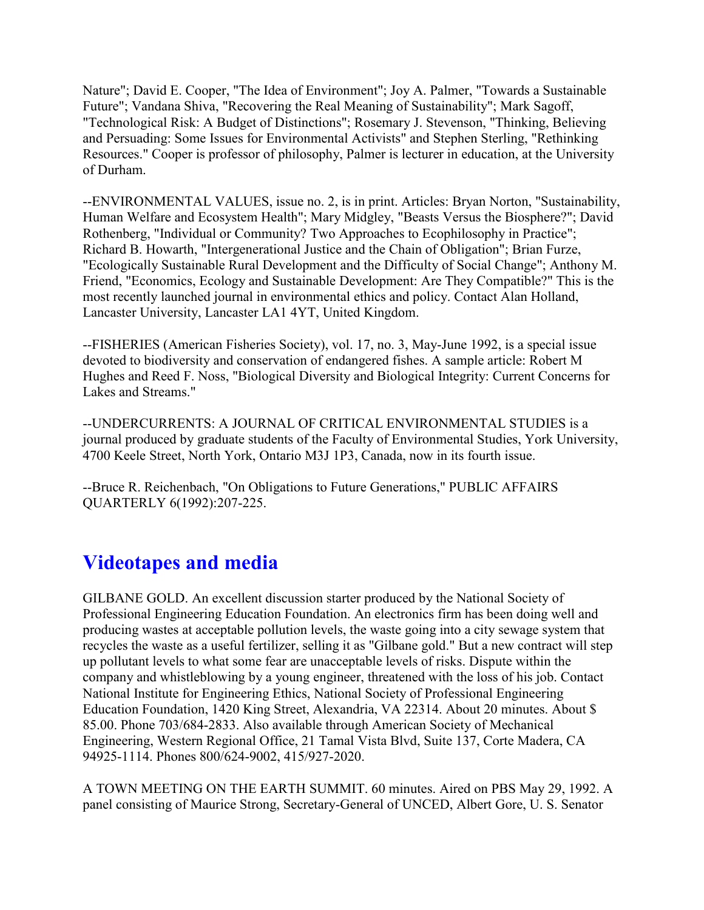Nature"; David E. Cooper, "The Idea of Environment"; Joy A. Palmer, "Towards a Sustainable Future"; Vandana Shiva, "Recovering the Real Meaning of Sustainability"; Mark Sagoff, "Technological Risk: A Budget of Distinctions"; Rosemary J. Stevenson, "Thinking, Believing and Persuading: Some Issues for Environmental Activists" and Stephen Sterling, "Rethinking Resources." Cooper is professor of philosophy, Palmer is lecturer in education, at the University of Durham.

--ENVIRONMENTAL VALUES, issue no. 2, is in print. Articles: Bryan Norton, "Sustainability, Human Welfare and Ecosystem Health"; Mary Midgley, "Beasts Versus the Biosphere?"; David Rothenberg, "Individual or Community? Two Approaches to Ecophilosophy in Practice"; Richard B. Howarth, "Intergenerational Justice and the Chain of Obligation"; Brian Furze, "Ecologically Sustainable Rural Development and the Difficulty of Social Change"; Anthony M. Friend, "Economics, Ecology and Sustainable Development: Are They Compatible?" This is the most recently launched journal in environmental ethics and policy. Contact Alan Holland, Lancaster University, Lancaster LA1 4YT, United Kingdom.

--FISHERIES (American Fisheries Society), vol. 17, no. 3, May-June 1992, is a special issue devoted to biodiversity and conservation of endangered fishes. A sample article: Robert M Hughes and Reed F. Noss, "Biological Diversity and Biological Integrity: Current Concerns for Lakes and Streams."

--UNDERCURRENTS: A JOURNAL OF CRITICAL ENVIRONMENTAL STUDIES is a journal produced by graduate students of the Faculty of Environmental Studies, York University, 4700 Keele Street, North York, Ontario M3J 1P3, Canada, now in its fourth issue.

--Bruce R. Reichenbach, "On Obligations to Future Generations," PUBLIC AFFAIRS QUARTERLY 6(1992):207-225.

## Videotapes and media

GILBANE GOLD. An excellent discussion starter produced by the National Society of Professional Engineering Education Foundation. An electronics firm has been doing well and producing wastes at acceptable pollution levels, the waste going into a city sewage system that recycles the waste as a useful fertilizer, selling it as "Gilbane gold." But a new contract will step up pollutant levels to what some fear are unacceptable levels of risks. Dispute within the company and whistleblowing by a young engineer, threatened with the loss of his job. Contact National Institute for Engineering Ethics, National Society of Professional Engineering Education Foundation, 1420 King Street, Alexandria, VA 22314. About 20 minutes. About $ 85.00. Phone 703/684-2833. Also available through American Society of Mechanical Engineering, Western Regional Office, 21 Tamal Vista Blvd, Suite 137, Corte Madera, CA 94925-1114. Phones 800/624-9002, 415/927-2020.

A TOWN MEETING ON THE EARTH SUMMIT. 60 minutes. Aired on PBS May 29, 1992. A panel consisting of Maurice Strong, Secretary-General of UNCED, Albert Gore, U. S. Senator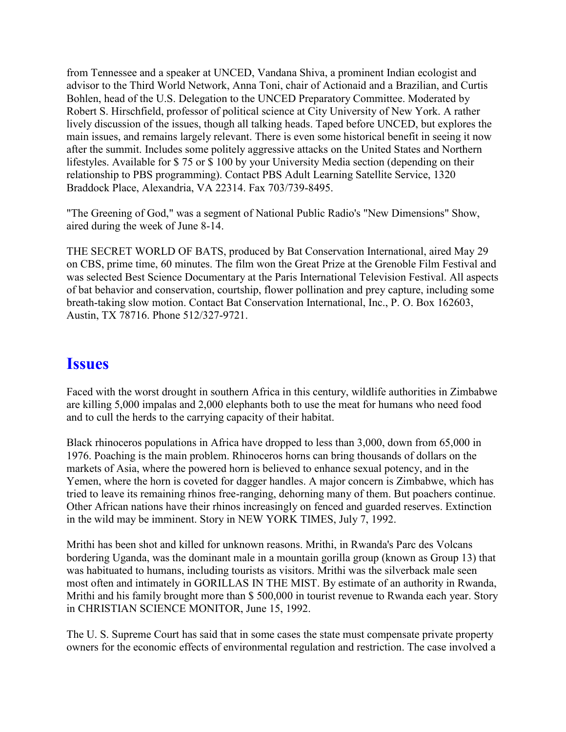from Tennessee and a speaker at UNCED, Vandana Shiva, a prominent Indian ecologist and advisor to the Third World Network, Anna Toni, chair of Actionaid and a Brazilian, and Curtis Bohlen, head of the U.S. Delegation to the UNCED Preparatory Committee. Moderated by Robert S. Hirschfield, professor of political science at City University of New York. A rather lively discussion of the issues, though all talking heads. Taped before UNCED, but explores the main issues, and remains largely relevant. There is even some historical benefit in seeing it now after the summit. Includes some politely aggressive attacks on the United States and Northern lifestyles. Available for $ 75 or $ 100 by your University Media section (depending on their relationship to PBS programming). Contact PBS Adult Learning Satellite Service, 1320 Braddock Place, Alexandria, VA 22314. Fax 703/739-8495.

"The Greening of God," was a segment of National Public Radio's "New Dimensions" Show, aired during the week of June 8-14.

THE SECRET WORLD OF BATS, produced by Bat Conservation International, aired May 29 on CBS, prime time, 60 minutes. The film won the Great Prize at the Grenoble Film Festival and was selected Best Science Documentary at the Paris International Television Festival. All aspects of bat behavior and conservation, courtship, flower pollination and prey capture, including some breath-taking slow motion. Contact Bat Conservation International, Inc., P. O. Box 162603, Austin, TX 78716. Phone 512/327-9721.

## Issues

Faced with the worst drought in southern Africa in this century, wildlife authorities in Zimbabwe are killing 5,000 impalas and 2,000 elephants both to use the meat for humans who need food and to cull the herds to the carrying capacity of their habitat.

Black rhinoceros populations in Africa have dropped to less than 3,000, down from 65,000 in 1976. Poaching is the main problem. Rhinoceros horns can bring thousands of dollars on the markets of Asia, where the powered horn is believed to enhance sexual potency, and in the Yemen, where the horn is coveted for dagger handles. A major concern is Zimbabwe, which has tried to leave its remaining rhinos free-ranging, dehorning many of them. But poachers continue. Other African nations have their rhinos increasingly on fenced and guarded reserves. Extinction in the wild may be imminent. Story in NEW YORK TIMES, July 7, 1992.

Mrithi has been shot and killed for unknown reasons. Mrithi, in Rwanda's Parc des Volcans bordering Uganda, was the dominant male in a mountain gorilla group (known as Group 13) that was habituated to humans, including tourists as visitors. Mrithi was the silverback male seen most often and intimately in GORILLAS IN THE MIST. By estimate of an authority in Rwanda, Mrithi and his family brought more than $ 500,000 in tourist revenue to Rwanda each year. Story in CHRISTIAN SCIENCE MONITOR, June 15, 1992.

The U. S. Supreme Court has said that in some cases the state must compensate private property owners for the economic effects of environmental regulation and restriction. The case involved a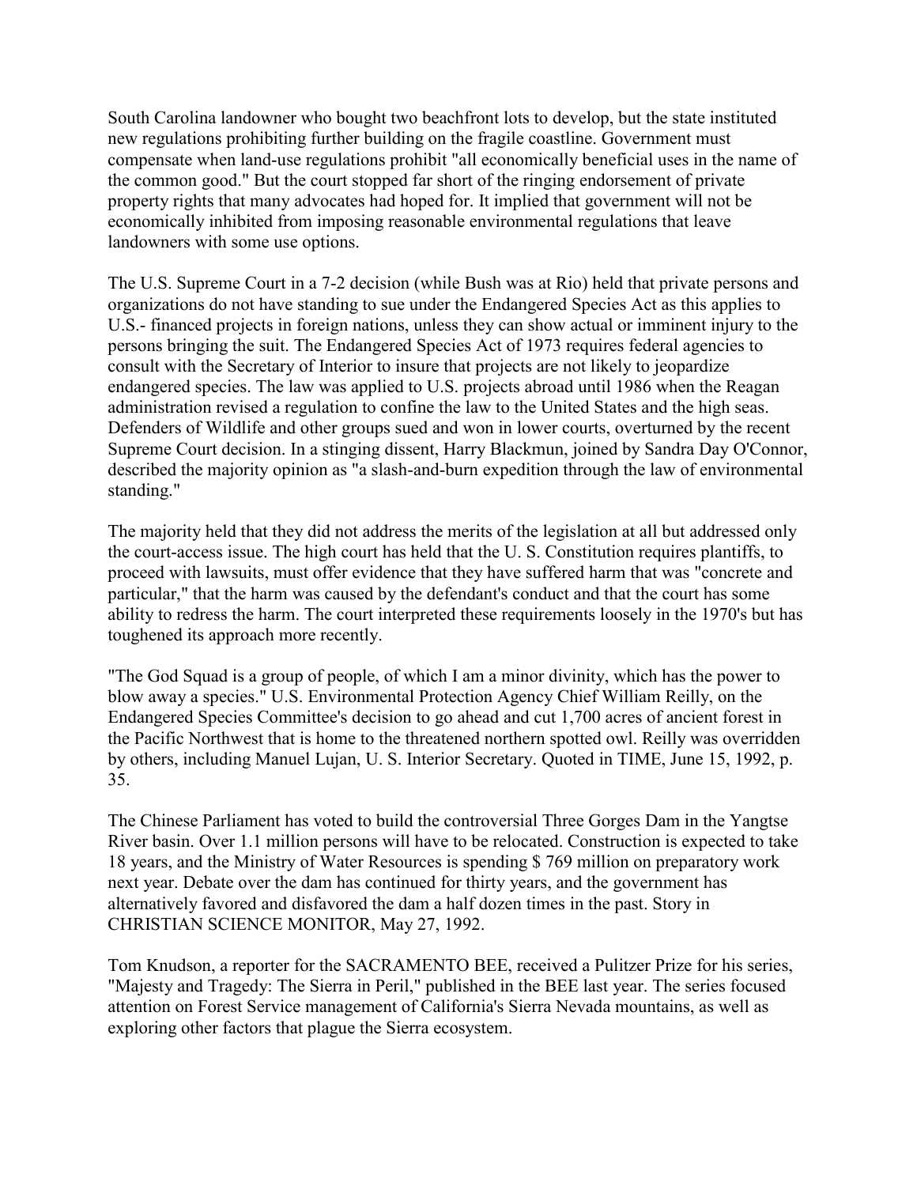South Carolina landowner who bought two beachfront lots to develop, but the state instituted new regulations prohibiting further building on the fragile coastline. Government must compensate when land-use regulations prohibit "all economically beneficial uses in the name of the common good." But the court stopped far short of the ringing endorsement of private property rights that many advocates had hoped for. It implied that government will not be economically inhibited from imposing reasonable environmental regulations that leave landowners with some use options.

The U.S. Supreme Court in a 7-2 decision (while Bush was at Rio) held that private persons and organizations do not have standing to sue under the Endangered Species Act as this applies to U.S.- financed projects in foreign nations, unless they can show actual or imminent injury to the persons bringing the suit. The Endangered Species Act of 1973 requires federal agencies to consult with the Secretary of Interior to insure that projects are not likely to jeopardize endangered species. The law was applied to U.S. projects abroad until 1986 when the Reagan administration revised a regulation to confine the law to the United States and the high seas. Defenders of Wildlife and other groups sued and won in lower courts, overturned by the recent Supreme Court decision. In a stinging dissent, Harry Blackmun, joined by Sandra Day O'Connor, described the majority opinion as "a slash-and-burn expedition through the law of environmental standing."

The majority held that they did not address the merits of the legislation at all but addressed only the court-access issue. The high court has held that the U. S. Constitution requires plantiffs, to proceed with lawsuits, must offer evidence that they have suffered harm that was "concrete and particular," that the harm was caused by the defendant's conduct and that the court has some ability to redress the harm. The court interpreted these requirements loosely in the 1970's but has toughened its approach more recently.

"The God Squad is a group of people, of which I am a minor divinity, which has the power to blow away a species." U.S. Environmental Protection Agency Chief William Reilly, on the Endangered Species Committee's decision to go ahead and cut 1,700 acres of ancient forest in the Pacific Northwest that is home to the threatened northern spotted owl. Reilly was overridden by others, including Manuel Lujan, U. S. Interior Secretary. Quoted in TIME, June 15, 1992, p. 35.

The Chinese Parliament has voted to build the controversial Three Gorges Dam in the Yangtse River basin. Over 1.1 million persons will have to be relocated. Construction is expected to take 18 years, and the Ministry of Water Resources is spending $ 769 million on preparatory work next year. Debate over the dam has continued for thirty years, and the government has alternatively favored and disfavored the dam a half dozen times in the past. Story in CHRISTIAN SCIENCE MONITOR, May 27, 1992.

Tom Knudson, a reporter for the SACRAMENTO BEE, received a Pulitzer Prize for his series, "Majesty and Tragedy: The Sierra in Peril," published in the BEE last year. The series focused attention on Forest Service management of California's Sierra Nevada mountains, as well as exploring other factors that plague the Sierra ecosystem.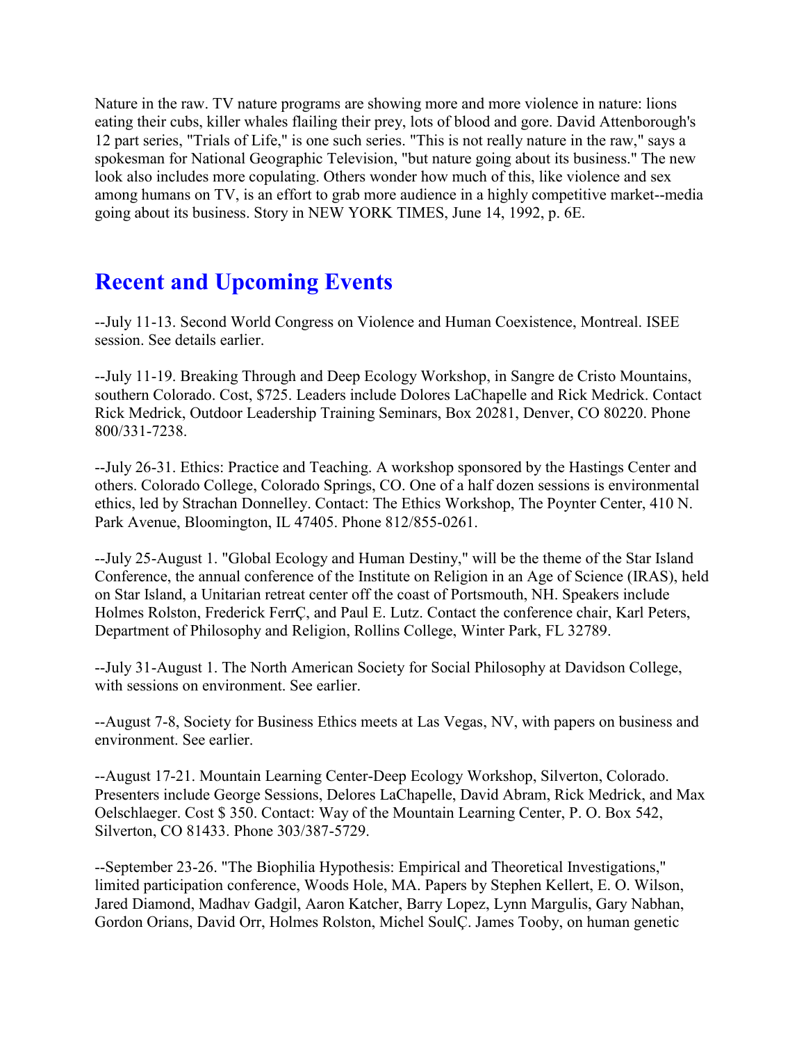Nature in the raw. TV nature programs are showing more and more violence in nature: lions eating their cubs, killer whales flailing their prey, lots of blood and gore. David Attenborough's 12 part series, "Trials of Life," is one such series. "This is not really nature in the raw," says a spokesman for National Geographic Television, "but nature going about its business." The new look also includes more copulating. Others wonder how much of this, like violence and sex among humans on TV, is an effort to grab more audience in a highly competitive market--media going about its business. Story in NEW YORK TIMES, June 14, 1992, p. 6E.

## Recent and Upcoming Events

--July 11-13. Second World Congress on Violence and Human Coexistence, Montreal. ISEE session. See details earlier.

--July 11-19. Breaking Through and Deep Ecology Workshop, in Sangre de Cristo Mountains, southern Colorado. Cost, $725. Leaders include Dolores LaChapelle and Rick Medrick. Contact Rick Medrick, Outdoor Leadership Training Seminars, Box 20281, Denver, CO 80220. Phone 800/331-7238.

--July 26-31. Ethics: Practice and Teaching. A workshop sponsored by the Hastings Center and others. Colorado College, Colorado Springs, CO. One of a half dozen sessions is environmental ethics, led by Strachan Donnelley. Contact: The Ethics Workshop, The Poynter Center, 410 N. Park Avenue, Bloomington, IL 47405. Phone 812/855-0261.

--July 25-August 1. "Global Ecology and Human Destiny," will be the theme of the Star Island Conference, the annual conference of the Institute on Religion in an Age of Science (IRAS), held on Star Island, a Unitarian retreat center off the coast of Portsmouth, NH. Speakers include Holmes Rolston, Frederick FerrÇ, and Paul E. Lutz. Contact the conference chair, Karl Peters, Department of Philosophy and Religion, Rollins College, Winter Park, FL 32789.

--July 31-August 1. The North American Society for Social Philosophy at Davidson College, with sessions on environment. See earlier.

--August 7-8, Society for Business Ethics meets at Las Vegas, NV, with papers on business and environment. See earlier.

--August 17-21. Mountain Learning Center-Deep Ecology Workshop, Silverton, Colorado. Presenters include George Sessions, Delores LaChapelle, David Abram, Rick Medrick, and Max Oelschlaeger. Cost $ 350. Contact: Way of the Mountain Learning Center, P. O. Box 542, Silverton, CO 81433. Phone 303/387-5729.

--September 23-26. "The Biophilia Hypothesis: Empirical and Theoretical Investigations," limited participation conference, Woods Hole, MA. Papers by Stephen Kellert, E. O. Wilson, Jared Diamond, Madhav Gadgil, Aaron Katcher, Barry Lopez, Lynn Margulis, Gary Nabhan, Gordon Orians, David Orr, Holmes Rolston, Michel SoulÇ. James Tooby, on human genetic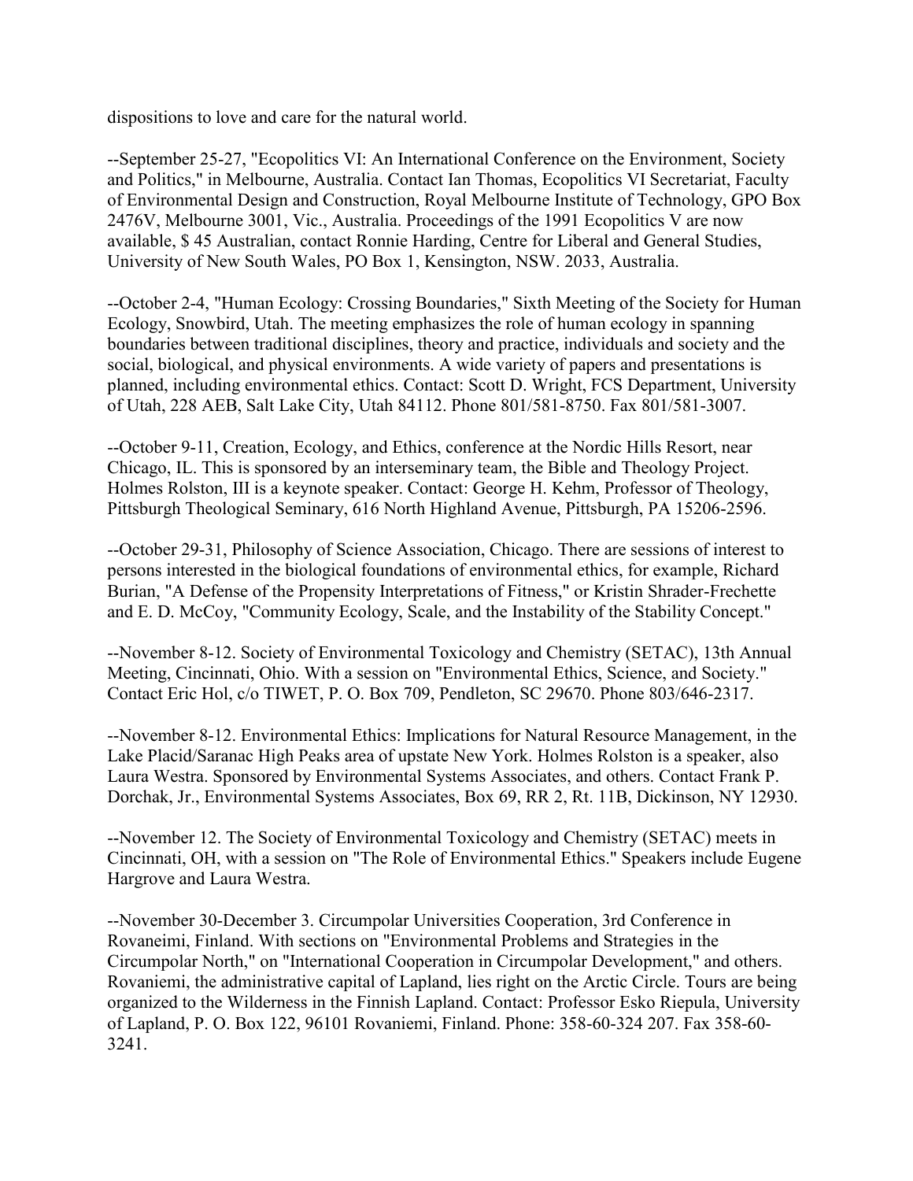dispositions to love and care for the natural world.

--September 25-27, "Ecopolitics VI: An International Conference on the Environment, Society and Politics," in Melbourne, Australia. Contact Ian Thomas, Ecopolitics VI Secretariat, Faculty of Environmental Design and Construction, Royal Melbourne Institute of Technology, GPO Box 2476V, Melbourne 3001, Vic., Australia. Proceedings of the 1991 Ecopolitics V are now available, $ 45 Australian, contact Ronnie Harding, Centre for Liberal and General Studies, University of New South Wales, PO Box 1, Kensington, NSW. 2033, Australia.

--October 2-4, "Human Ecology: Crossing Boundaries," Sixth Meeting of the Society for Human Ecology, Snowbird, Utah. The meeting emphasizes the role of human ecology in spanning boundaries between traditional disciplines, theory and practice, individuals and society and the social, biological, and physical environments. A wide variety of papers and presentations is planned, including environmental ethics. Contact: Scott D. Wright, FCS Department, University of Utah, 228 AEB, Salt Lake City, Utah 84112. Phone 801/581-8750. Fax 801/581-3007.

--October 9-11, Creation, Ecology, and Ethics, conference at the Nordic Hills Resort, near Chicago, IL. This is sponsored by an interseminary team, the Bible and Theology Project. Holmes Rolston, III is a keynote speaker. Contact: George H. Kehm, Professor of Theology, Pittsburgh Theological Seminary, 616 North Highland Avenue, Pittsburgh, PA 15206-2596.

--October 29-31, Philosophy of Science Association, Chicago. There are sessions of interest to persons interested in the biological foundations of environmental ethics, for example, Richard Burian, "A Defense of the Propensity Interpretations of Fitness," or Kristin Shrader-Frechette and E. D. McCoy, "Community Ecology, Scale, and the Instability of the Stability Concept."

--November 8-12. Society of Environmental Toxicology and Chemistry (SETAC), 13th Annual Meeting, Cincinnati, Ohio. With a session on "Environmental Ethics, Science, and Society." Contact Eric Hol, c/o TIWET, P. O. Box 709, Pendleton, SC 29670. Phone 803/646-2317.

--November 8-12. Environmental Ethics: Implications for Natural Resource Management, in the Lake Placid/Saranac High Peaks area of upstate New York. Holmes Rolston is a speaker, also Laura Westra. Sponsored by Environmental Systems Associates, and others. Contact Frank P. Dorchak, Jr., Environmental Systems Associates, Box 69, RR 2, Rt. 11B, Dickinson, NY 12930.

--November 12. The Society of Environmental Toxicology and Chemistry (SETAC) meets in Cincinnati, OH, with a session on "The Role of Environmental Ethics." Speakers include Eugene Hargrove and Laura Westra.

--November 30-December 3. Circumpolar Universities Cooperation, 3rd Conference in Rovaneimi, Finland. With sections on "Environmental Problems and Strategies in the Circumpolar North," on "International Cooperation in Circumpolar Development," and others. Rovaniemi, the administrative capital of Lapland, lies right on the Arctic Circle. Tours are being organized to the Wilderness in the Finnish Lapland. Contact: Professor Esko Riepula, University of Lapland, P. O. Box 122, 96101 Rovaniemi, Finland. Phone: 358-60-324 207. Fax 358-60-3241.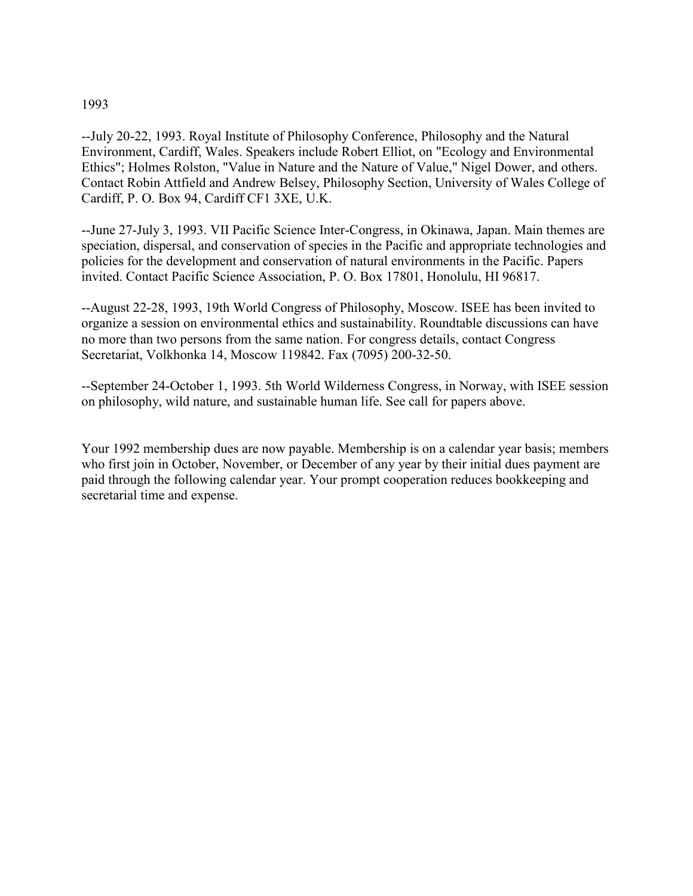1993

--July 20-22, 1993. Royal Institute of Philosophy Conference, Philosophy and the Natural Environment, Cardiff, Wales. Speakers include Robert Elliot, on "Ecology and Environmental Ethics"; Holmes Rolston, "Value in Nature and the Nature of Value," Nigel Dower, and others. Contact Robin Attfield and Andrew Belsey, Philosophy Section, University of Wales College of Cardiff, P. O. Box 94, Cardiff CF1 3XE, U.K.

--June 27-July 3, 1993. VII Pacific Science Inter-Congress, in Okinawa, Japan. Main themes are speciation, dispersal, and conservation of species in the Pacific and appropriate technologies and policies for the development and conservation of natural environments in the Pacific. Papers invited. Contact Pacific Science Association, P. O. Box 17801, Honolulu, HI 96817.

--August 22-28, 1993, 19th World Congress of Philosophy, Moscow. ISEE has been invited to organize a session on environmental ethics and sustainability. Roundtable discussions can have no more than two persons from the same nation. For congress details, contact Congress Secretariat, Volkhonka 14, Moscow 119842. Fax (7095) 200-32-50.

--September 24-October 1, 1993. 5th World Wilderness Congress, in Norway, with ISEE session on philosophy, wild nature, and sustainable human life. See call for papers above.

Your 1992 membership dues are now payable. Membership is on a calendar year basis; members who first join in October, November, or December of any year by their initial dues payment are paid through the following calendar year. Your prompt cooperation reduces bookkeeping and secretarial time and expense.